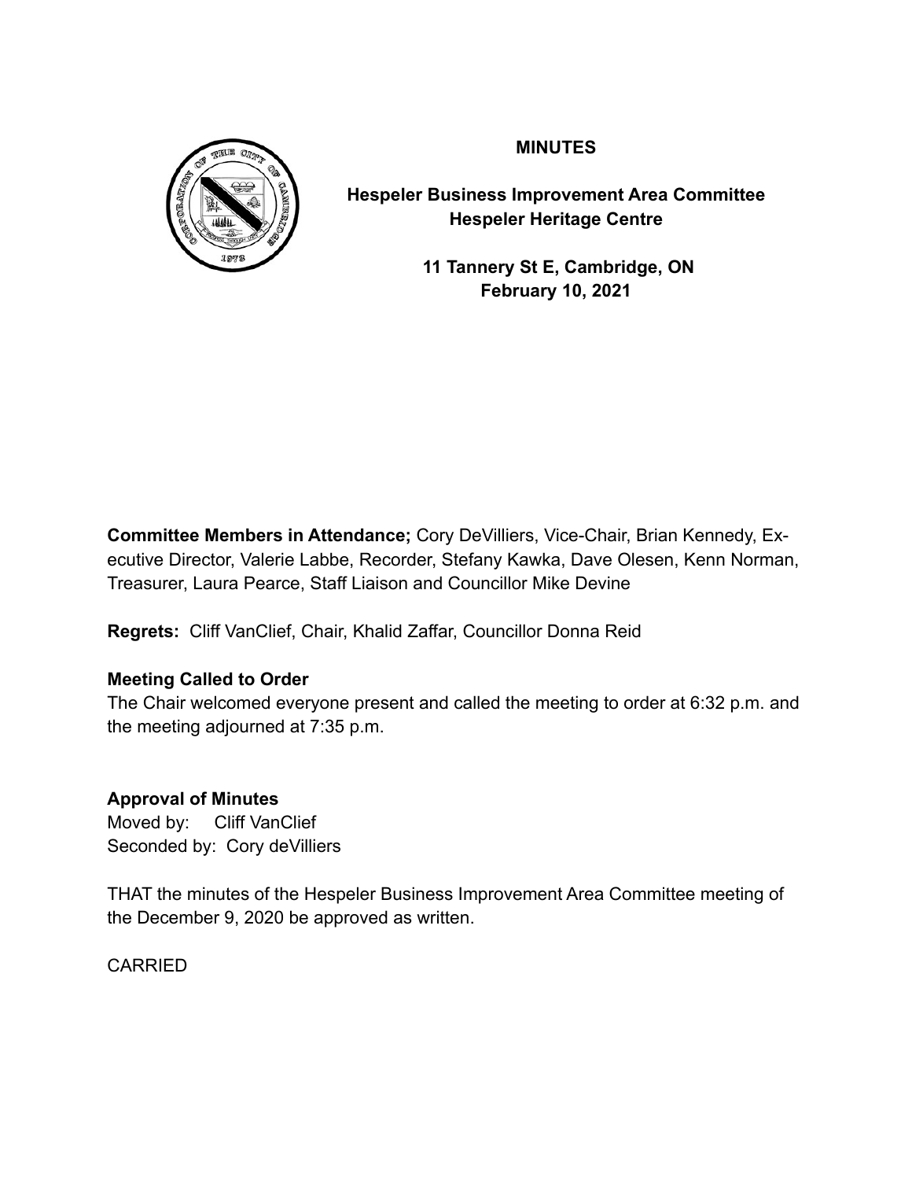**MINUTES**

**Hespeler Business Improvement Area Committee**
**Hespeler Heritage Centre**

**11 Tannery St E, Cambridge, ON**
**February 10, 2021**

**Committee Members in Attendance;** Cory DeVilliers, Vice-Chair, Brian Kennedy, Executive Director, Valerie Labbe, Recorder, Stefany Kawka, Dave Olesen, Kenn Norman, Treasurer, Laura Pearce, Staff Liaison and Councillor Mike Devine

**Regrets:** Cliff VanClief, Chair, Khalid Zaffar, Councillor Donna Reid

**Meeting Called to Order**

The Chair welcomed everyone present and called the meeting to order at 6:32 p.m. and the meeting adjourned at 7:35 p.m.

**Approval of Minutes**

Moved by: Cliff VanClief
Seconded by: Cory deVilliers

THAT the minutes of the Hespeler Business Improvement Area Committee meeting of the December 9, 2020 be approved as written.

CARRIED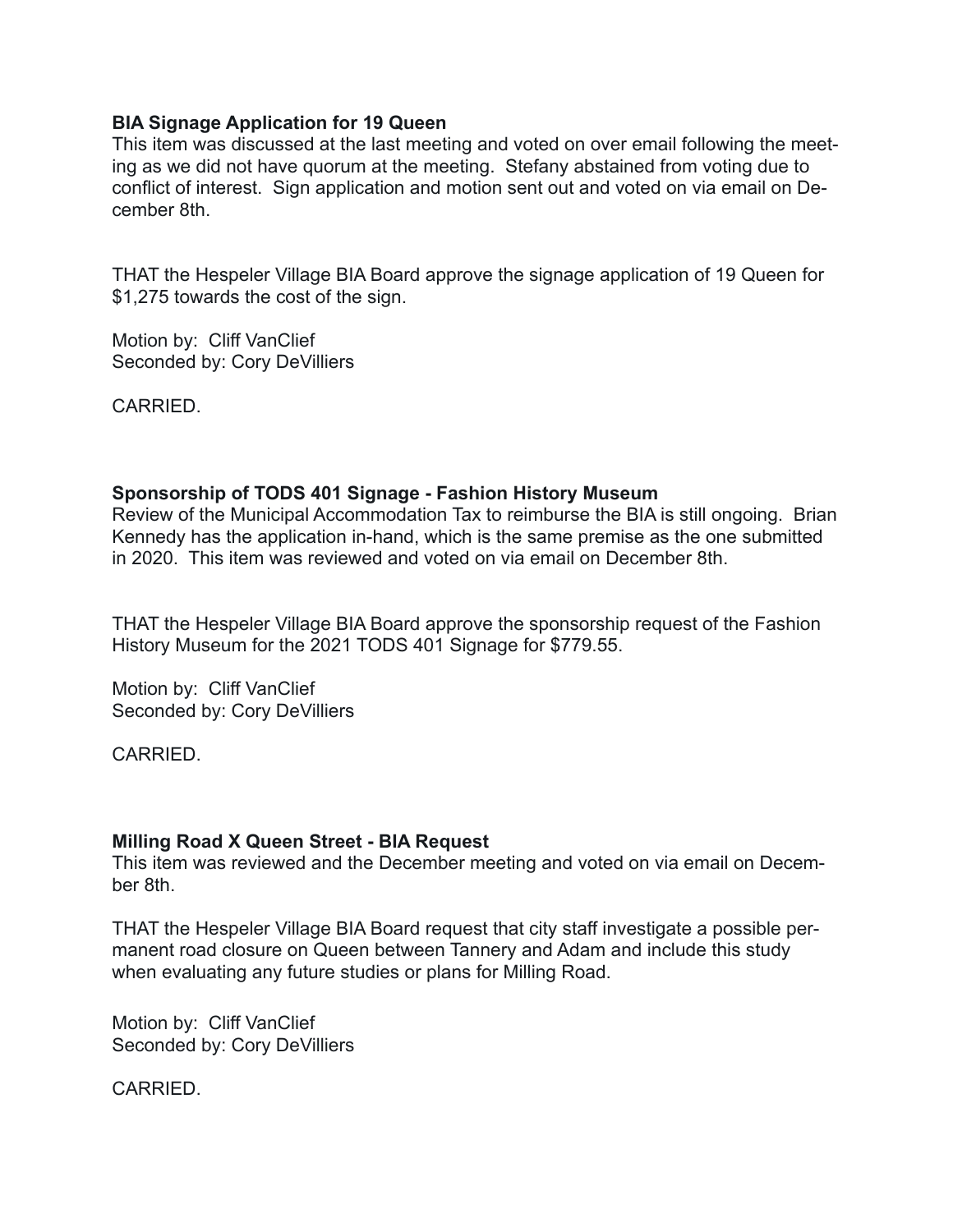**BIA Signage Application for 19 Queen**

This item was discussed at the last meeting and voted on over email following the meeting as we did not have quorum at the meeting. Stefany abstained from voting due to conflict of interest. Sign application and motion sent out and voted on via email on December 8th.

THAT the Hespeler Village BIA Board approve the signage application of 19 Queen for $1,275 towards the cost of the sign.

Motion by: Cliff VanClief
Seconded by: Cory DeVilliers

CARRIED.

**Sponsorship of TODS 401 Signage - Fashion History Museum**

Review of the Municipal Accommodation Tax to reimburse the BIA is still ongoing. Brian Kennedy has the application in-hand, which is the same premise as the one submitted in 2020. This item was reviewed and voted on via email on December 8th.

THAT the Hespeler Village BIA Board approve the sponsorship request of the Fashion History Museum for the 2021 TODS 401 Signage for $779.55.

Motion by: Cliff VanClief
Seconded by: Cory DeVilliers

CARRIED.

**Milling Road X Queen Street - BIA Request**

This item was reviewed and the December meeting and voted on via email on December 8th.

THAT the Hespeler Village BIA Board request that city staff investigate a possible permanent road closure on Queen between Tannery and Adam and include this study when evaluating any future studies or plans for Milling Road.

Motion by: Cliff VanClief
Seconded by: Cory DeVilliers

CARRIED.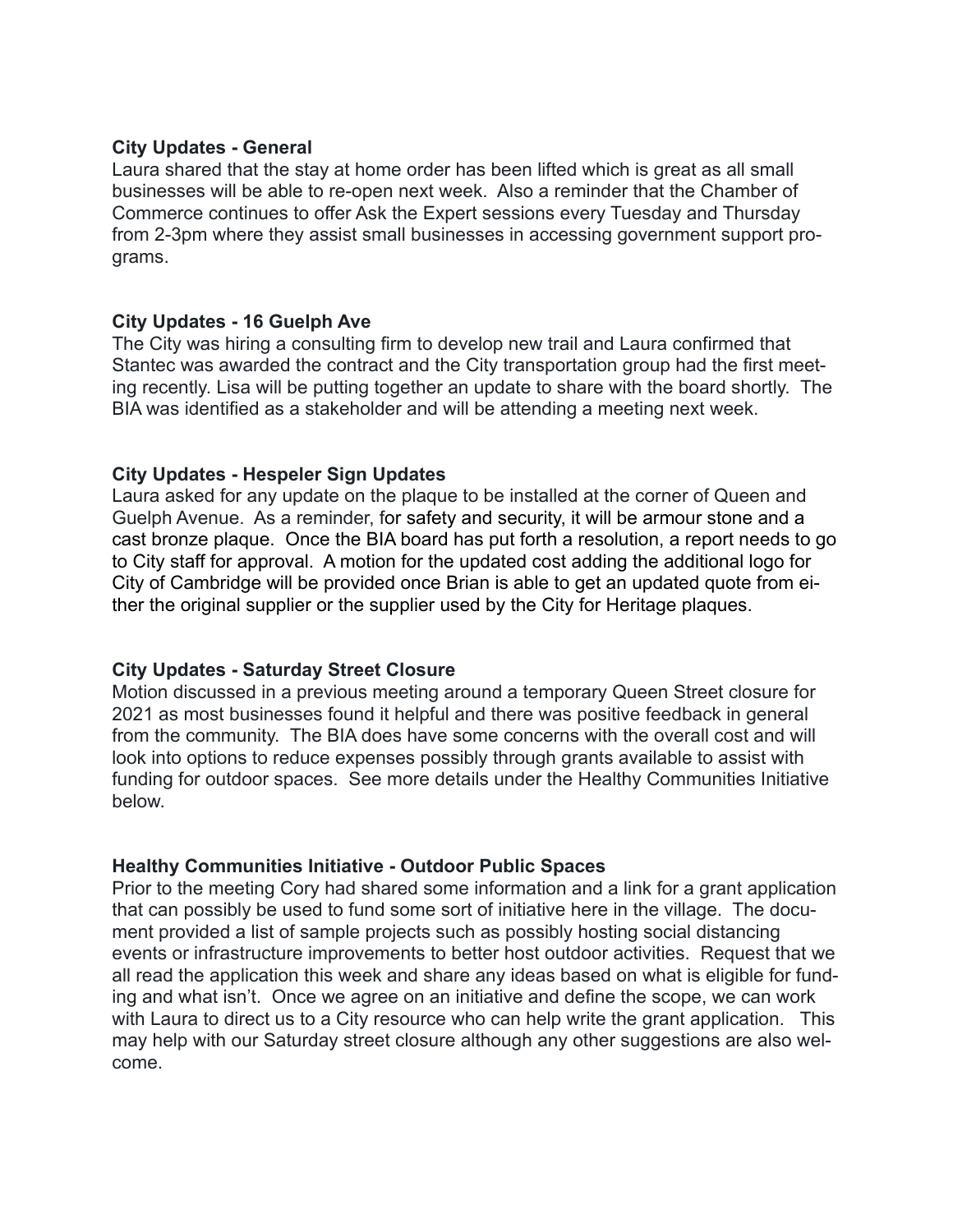**City Updates - General**

Laura shared that the stay at home order has been lifted which is great as all small businesses will be able to re-open next week. Also a reminder that the Chamber of Commerce continues to offer Ask the Expert sessions every Tuesday and Thursday from 2-3pm where they assist small businesses in accessing government support programs.

**City Updates - 16 Guelph Ave**

The City was hiring a consulting firm to develop new trail and Laura confirmed that Stantec was awarded the contract and the City transportation group had the first meeting recently. Lisa will be putting together an update to share with the board shortly. The BIA was identified as a stakeholder and will be attending a meeting next week.

**City Updates - Hespeler Sign Updates**

Laura asked for any update on the plaque to be installed at the corner of Queen and Guelph Avenue. As a reminder, for safety and security, it will be armour stone and a cast bronze plaque. Once the BIA board has put forth a resolution, a report needs to go to City staff for approval. A motion for the updated cost adding the additional logo for City of Cambridge will be provided once Brian is able to get an updated quote from either the original supplier or the supplier used by the City for Heritage plaques.

**City Updates - Saturday Street Closure**

Motion discussed in a previous meeting around a temporary Queen Street closure for 2021 as most businesses found it helpful and there was positive feedback in general from the community. The BIA does have some concerns with the overall cost and will look into options to reduce expenses possibly through grants available to assist with funding for outdoor spaces. See more details under the Healthy Communities Initiative below.

**Healthy Communities Initiative - Outdoor Public Spaces**

Prior to the meeting Cory had shared some information and a link for a grant application that can possibly be used to fund some sort of initiative here in the village. The document provided a list of sample projects such as possibly hosting social distancing events or infrastructure improvements to better host outdoor activities. Request that we all read the application this week and share any ideas based on what is eligible for funding and what isn't. Once we agree on an initiative and define the scope, we can work with Laura to direct us to a City resource who can help write the grant application. This may help with our Saturday street closure although any other suggestions are also welcome.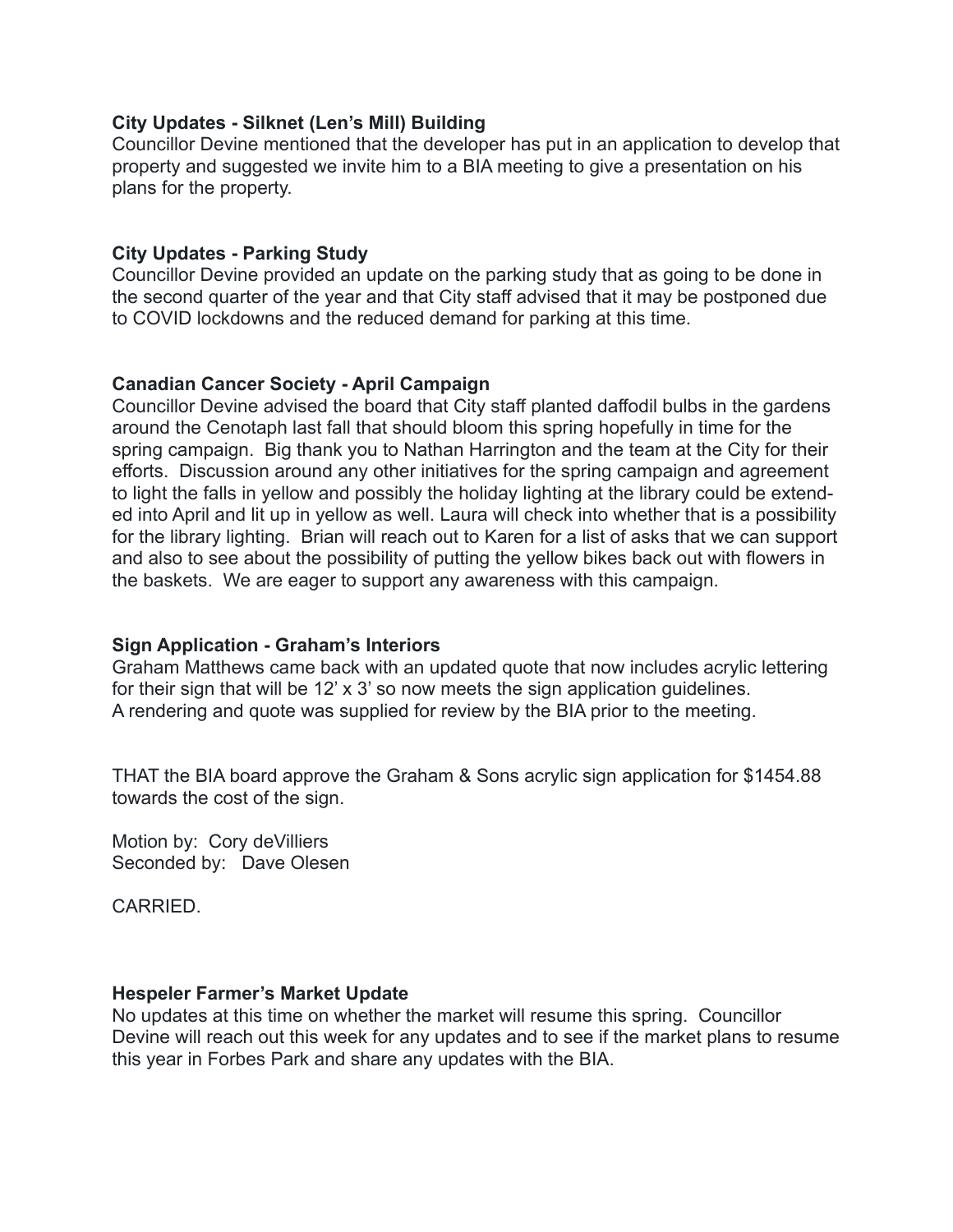**City Updates - Silknet (Len's Mill) Building**
Councillor Devine mentioned that the developer has put in an application to develop that property and suggested we invite him to a BIA meeting to give a presentation on his plans for the property.

**City Updates - Parking Study**
Councillor Devine provided an update on the parking study that as going to be done in the second quarter of the year and that City staff advised that it may be postponed due to COVID lockdowns and the reduced demand for parking at this time.

**Canadian Cancer Society - April Campaign**
Councillor Devine advised the board that City staff planted daffodil bulbs in the gardens around the Cenotaph last fall that should bloom this spring hopefully in time for the spring campaign. Big thank you to Nathan Harrington and the team at the City for their efforts. Discussion around any other initiatives for the spring campaign and agreement to light the falls in yellow and possibly the holiday lighting at the library could be extended into April and lit up in yellow as well. Laura will check into whether that is a possibility for the library lighting. Brian will reach out to Karen for a list of asks that we can support and also to see about the possibility of putting the yellow bikes back out with flowers in the baskets. We are eager to support any awareness with this campaign.

**Sign Application - Graham's Interiors**
Graham Matthews came back with an updated quote that now includes acrylic lettering for their sign that will be 12' x 3' so now meets the sign application guidelines.
A rendering and quote was supplied for review by the BIA prior to the meeting.

THAT the BIA board approve the Graham & Sons acrylic sign application for $1454.88 towards the cost of the sign.

Motion by: Cory deVilliers
Seconded by: Dave Olesen

CARRIED.

**Hespeler Farmer's Market Update**
No updates at this time on whether the market will resume this spring. Councillor Devine will reach out this week for any updates and to see if the market plans to resume this year in Forbes Park and share any updates with the BIA.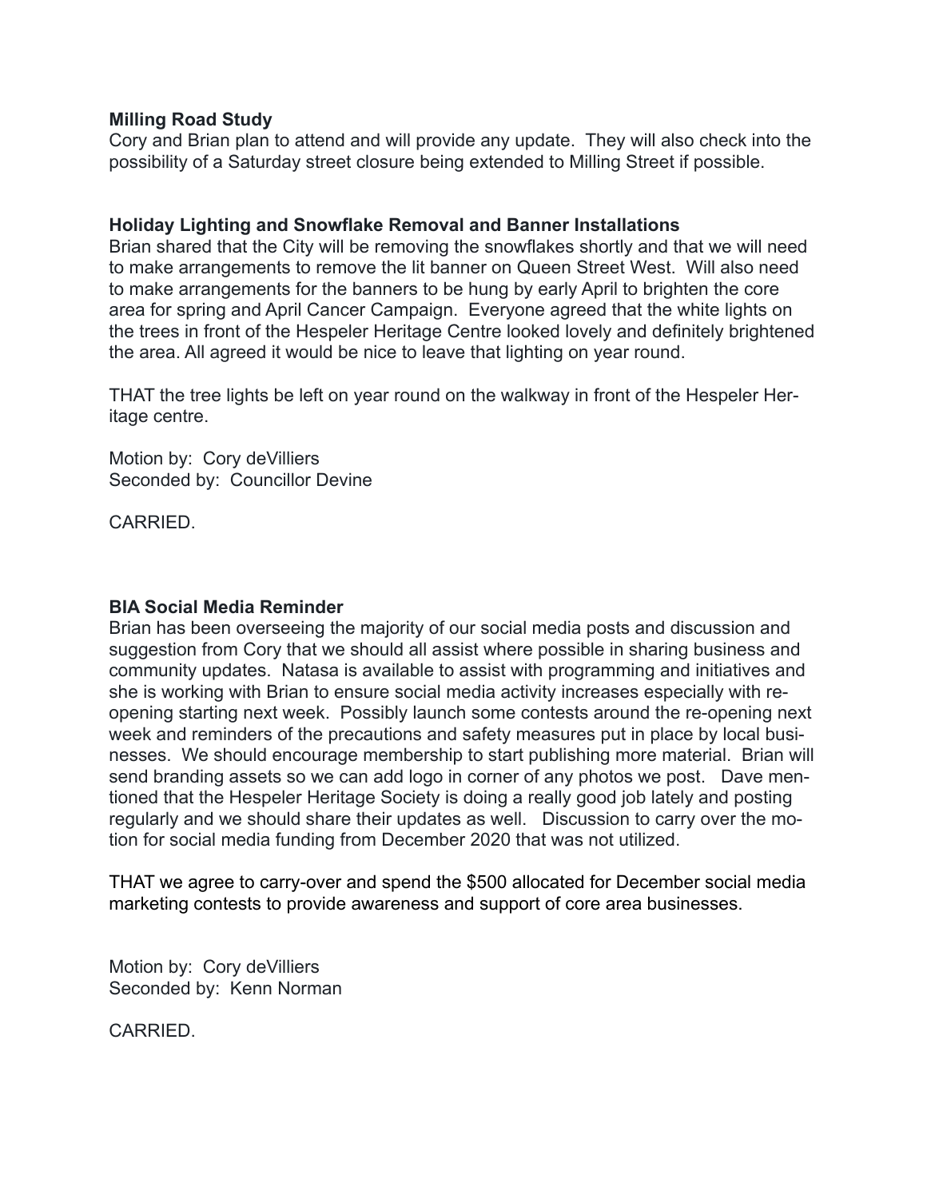**Milling Road Study**

Cory and Brian plan to attend and will provide any update. They will also check into the possibility of a Saturday street closure being extended to Milling Street if possible.

**Holiday Lighting and Snowflake Removal and Banner Installations**

Brian shared that the City will be removing the snowflakes shortly and that we will need to make arrangements to remove the lit banner on Queen Street West. Will also need to make arrangements for the banners to be hung by early April to brighten the core area for spring and April Cancer Campaign. Everyone agreed that the white lights on the trees in front of the Hespeler Heritage Centre looked lovely and definitely brightened the area. All agreed it would be nice to leave that lighting on year round.

THAT the tree lights be left on year round on the walkway in front of the Hespeler Heritage centre.

Motion by: Cory deVilliers
Seconded by: Councillor Devine

CARRIED.

**BIA Social Media Reminder**

Brian has been overseeing the majority of our social media posts and discussion and suggestion from Cory that we should all assist where possible in sharing business and community updates. Natasa is available to assist with programming and initiatives and she is working with Brian to ensure social media activity increases especially with re-opening starting next week. Possibly launch some contests around the re-opening next week and reminders of the precautions and safety measures put in place by local businesses. We should encourage membership to start publishing more material. Brian will send branding assets so we can add logo in corner of any photos we post. Dave mentioned that the Hespeler Heritage Society is doing a really good job lately and posting regularly and we should share their updates as well. Discussion to carry over the motion for social media funding from December 2020 that was not utilized.

THAT we agree to carry-over and spend the $500 allocated for December social media marketing contests to provide awareness and support of core area businesses.

Motion by: Cory deVilliers
Seconded by: Kenn Norman

CARRIED.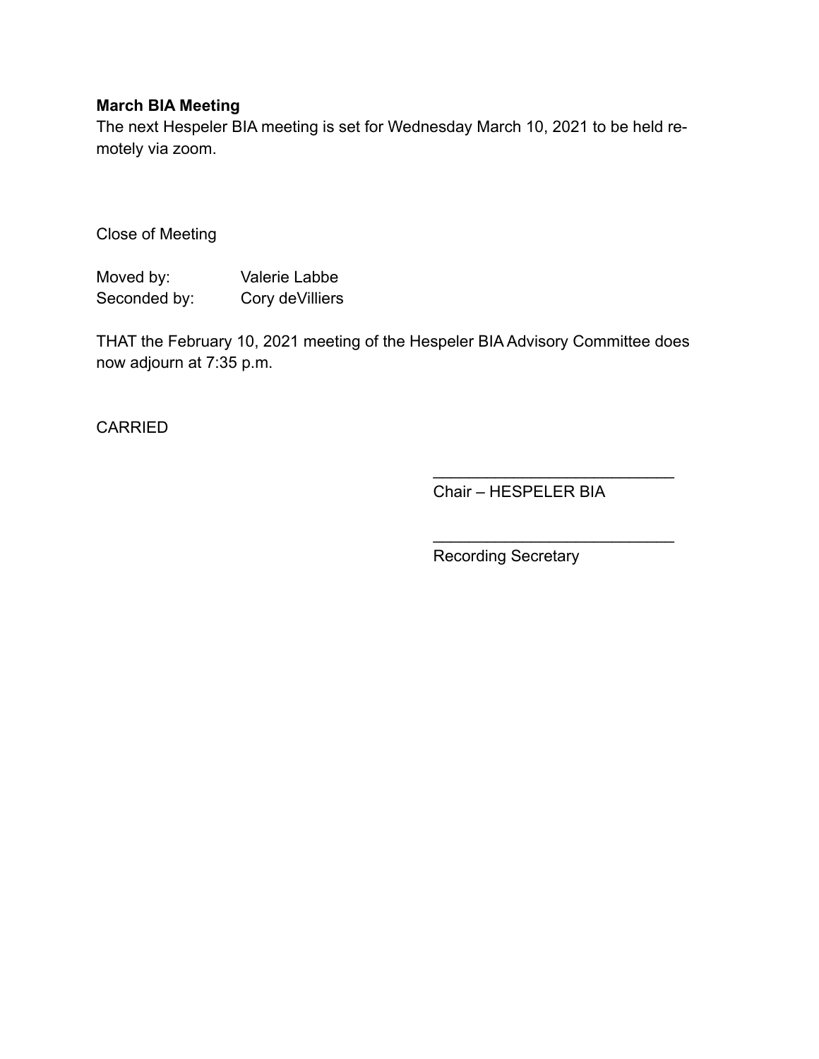**March BIA Meeting**

The next Hespeler BIA meeting is set for Wednesday March 10, 2021 to be held remotely via zoom.

Close of Meeting

Moved by: Valerie Labbe
Seconded by: Cory deVilliers

THAT the February 10, 2021 meeting of the Hespeler BIA Advisory Committee does now adjourn at 7:35 p.m.

CARRIED

___________________________
Chair – HESPELER BIA

___________________________
Recording Secretary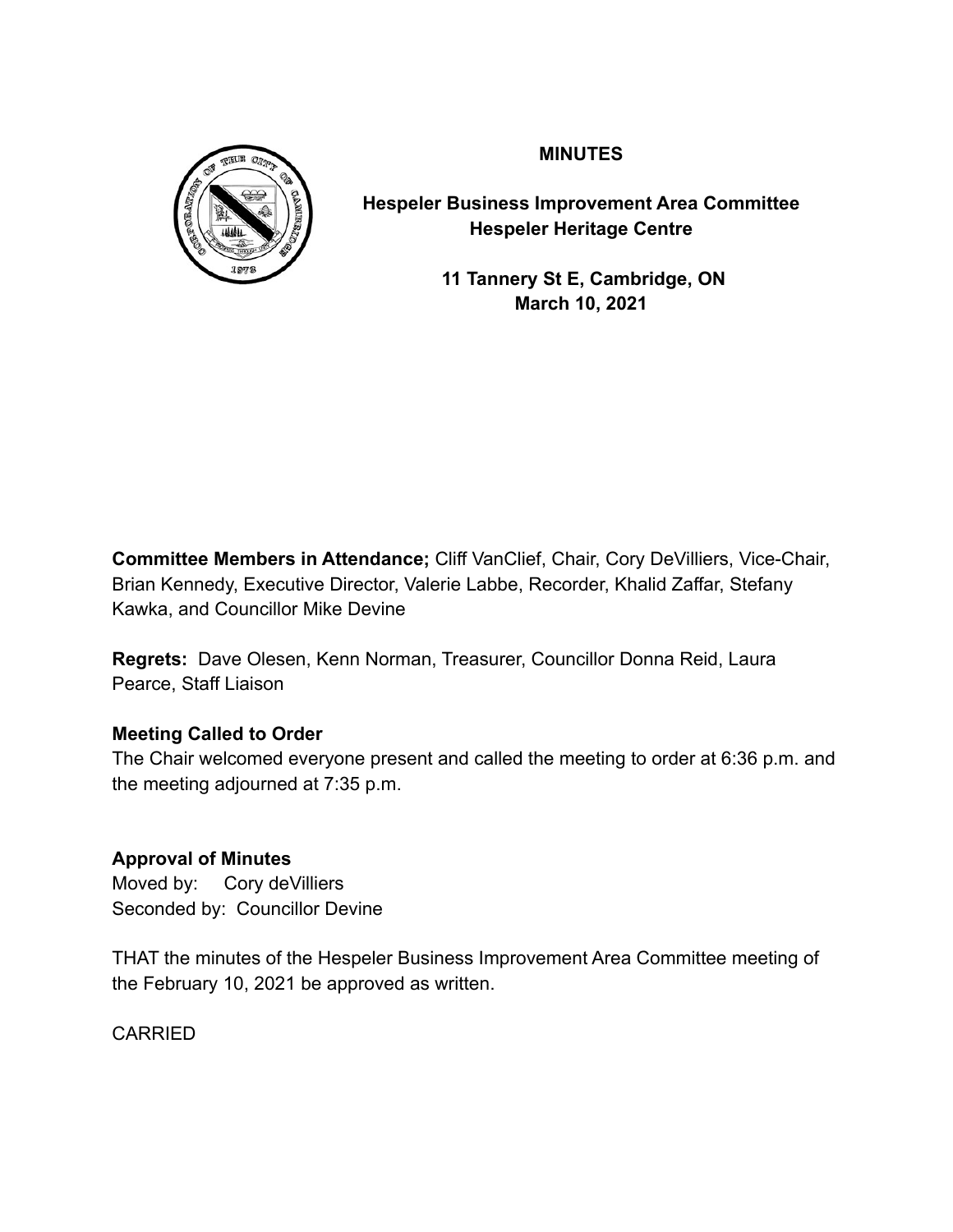**MINUTES**

**Hespeler Business Improvement Area Committee**
**Hespeler Heritage Centre**

**11 Tannery St E, Cambridge, ON**
**March 10, 2021**

**Committee Members in Attendance;** Cliff VanClief, Chair, Cory DeVilliers, Vice-Chair, Brian Kennedy, Executive Director, Valerie Labbe, Recorder, Khalid Zaffar, Stefany Kawka, and Councillor Mike Devine

**Regrets:** Dave Olesen, Kenn Norman, Treasurer, Councillor Donna Reid, Laura Pearce, Staff Liaison

**Meeting Called to Order**

The Chair welcomed everyone present and called the meeting to order at 6:36 p.m. and the meeting adjourned at 7:35 p.m.

**Approval of Minutes**

Moved by: Cory deVilliers
Seconded by: Councillor Devine

THAT the minutes of the Hespeler Business Improvement Area Committee meeting of the February 10, 2021 be approved as written.

CARRIED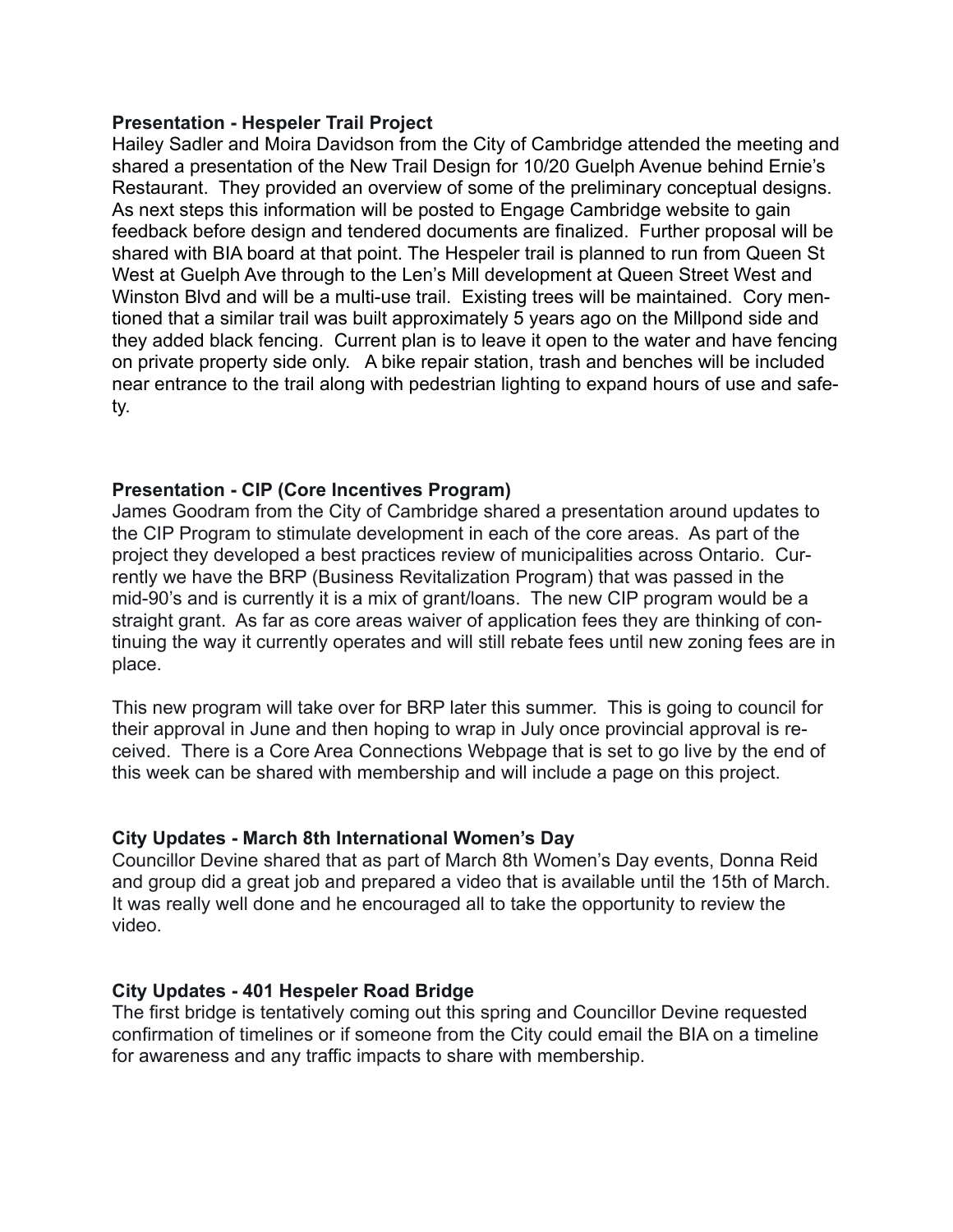**Presentation - Hespeler Trail Project**

Hailey Sadler and Moira Davidson from the City of Cambridge attended the meeting and shared a presentation of the New Trail Design for 10/20 Guelph Avenue behind Ernie's Restaurant. They provided an overview of some of the preliminary conceptual designs. As next steps this information will be posted to Engage Cambridge website to gain feedback before design and tendered documents are finalized. Further proposal will be shared with BIA board at that point. The Hespeler trail is planned to run from Queen St West at Guelph Ave through to the Len's Mill development at Queen Street West and Winston Blvd and will be a multi-use trail. Existing trees will be maintained. Cory mentioned that a similar trail was built approximately 5 years ago on the Millpond side and they added black fencing. Current plan is to leave it open to the water and have fencing on private property side only. A bike repair station, trash and benches will be included near entrance to the trail along with pedestrian lighting to expand hours of use and safety.

**Presentation - CIP (Core Incentives Program)**

James Goodram from the City of Cambridge shared a presentation around updates to the CIP Program to stimulate development in each of the core areas. As part of the project they developed a best practices review of municipalities across Ontario. Currently we have the BRP (Business Revitalization Program) that was passed in the mid-90's and is currently it is a mix of grant/loans. The new CIP program would be a straight grant. As far as core areas waiver of application fees they are thinking of continuing the way it currently operates and will still rebate fees until new zoning fees are in place.

This new program will take over for BRP later this summer. This is going to council for their approval in June and then hoping to wrap in July once provincial approval is received. There is a Core Area Connections Webpage that is set to go live by the end of this week can be shared with membership and will include a page on this project.

**City Updates - March 8th International Women's Day**

Councillor Devine shared that as part of March 8th Women's Day events, Donna Reid and group did a great job and prepared a video that is available until the 15th of March. It was really well done and he encouraged all to take the opportunity to review the video.

**City Updates - 401 Hespeler Road Bridge**

The first bridge is tentatively coming out this spring and Councillor Devine requested confirmation of timelines or if someone from the City could email the BIA on a timeline for awareness and any traffic impacts to share with membership.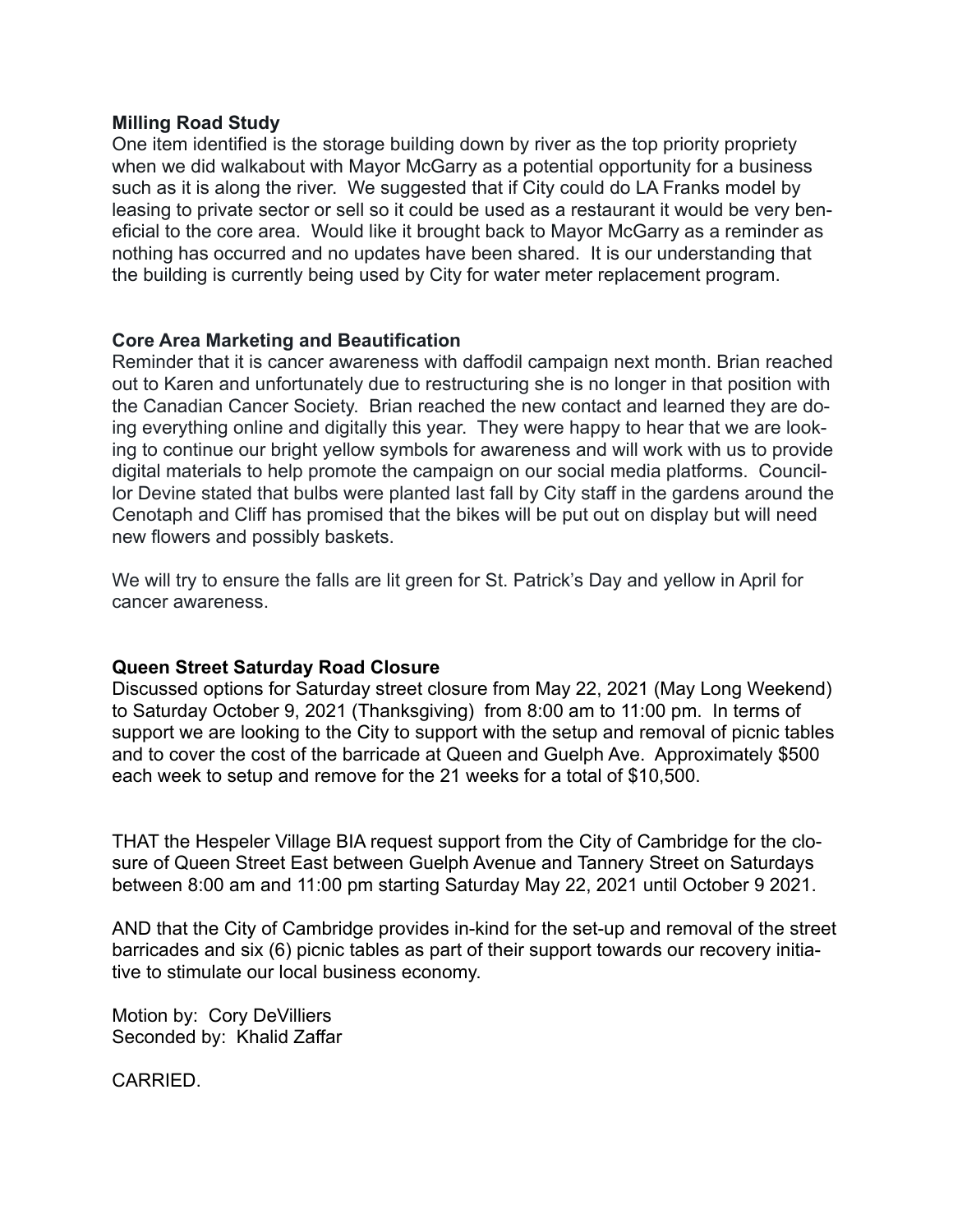**Milling Road Study**

One item identified is the storage building down by river as the top priority propriety when we did walkabout with Mayor McGarry as a potential opportunity for a business such as it is along the river. We suggested that if City could do LA Franks model by leasing to private sector or sell so it could be used as a restaurant it would be very beneficial to the core area. Would like it brought back to Mayor McGarry as a reminder as nothing has occurred and no updates have been shared. It is our understanding that the building is currently being used by City for water meter replacement program.

**Core Area Marketing and Beautification**

Reminder that it is cancer awareness with daffodil campaign next month. Brian reached out to Karen and unfortunately due to restructuring she is no longer in that position with the Canadian Cancer Society. Brian reached the new contact and learned they are doing everything online and digitally this year. They were happy to hear that we are looking to continue our bright yellow symbols for awareness and will work with us to provide digital materials to help promote the campaign on our social media platforms. Councillor Devine stated that bulbs were planted last fall by City staff in the gardens around the Cenotaph and Cliff has promised that the bikes will be put out on display but will need new flowers and possibly baskets.

We will try to ensure the falls are lit green for St. Patrick's Day and yellow in April for cancer awareness.

**Queen Street Saturday Road Closure**

Discussed options for Saturday street closure from May 22, 2021 (May Long Weekend) to Saturday October 9, 2021 (Thanksgiving) from 8:00 am to 11:00 pm. In terms of support we are looking to the City to support with the setup and removal of picnic tables and to cover the cost of the barricade at Queen and Guelph Ave. Approximately $500 each week to setup and remove for the 21 weeks for a total of $10,500.

THAT the Hespeler Village BIA request support from the City of Cambridge for the closure of Queen Street East between Guelph Avenue and Tannery Street on Saturdays between 8:00 am and 11:00 pm starting Saturday May 22, 2021 until October 9 2021.

AND that the City of Cambridge provides in-kind for the set-up and removal of the street barricades and six (6) picnic tables as part of their support towards our recovery initiative to stimulate our local business economy.

Motion by: Cory DeVilliers
Seconded by: Khalid Zaffar

CARRIED.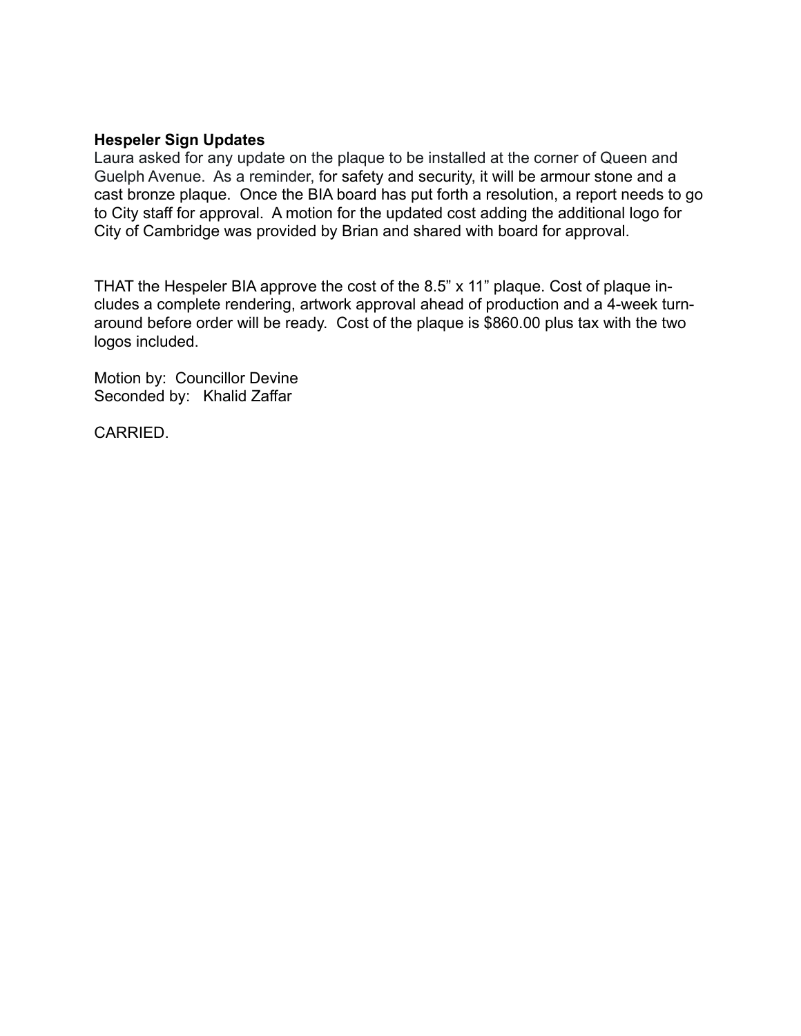**Hespeler Sign Updates**

Laura asked for any update on the plaque to be installed at the corner of Queen and Guelph Avenue. As a reminder, for safety and security, it will be armour stone and a cast bronze plaque. Once the BIA board has put forth a resolution, a report needs to go to City staff for approval. A motion for the updated cost adding the additional logo for City of Cambridge was provided by Brian and shared with board for approval.

THAT the Hespeler BIA approve the cost of the 8.5" x 11" plaque. Cost of plaque includes a complete rendering, artwork approval ahead of production and a 4-week turnaround before order will be ready. Cost of the plaque is $860.00 plus tax with the two logos included.

Motion by: Councillor Devine
Seconded by: Khalid Zaffar

CARRIED.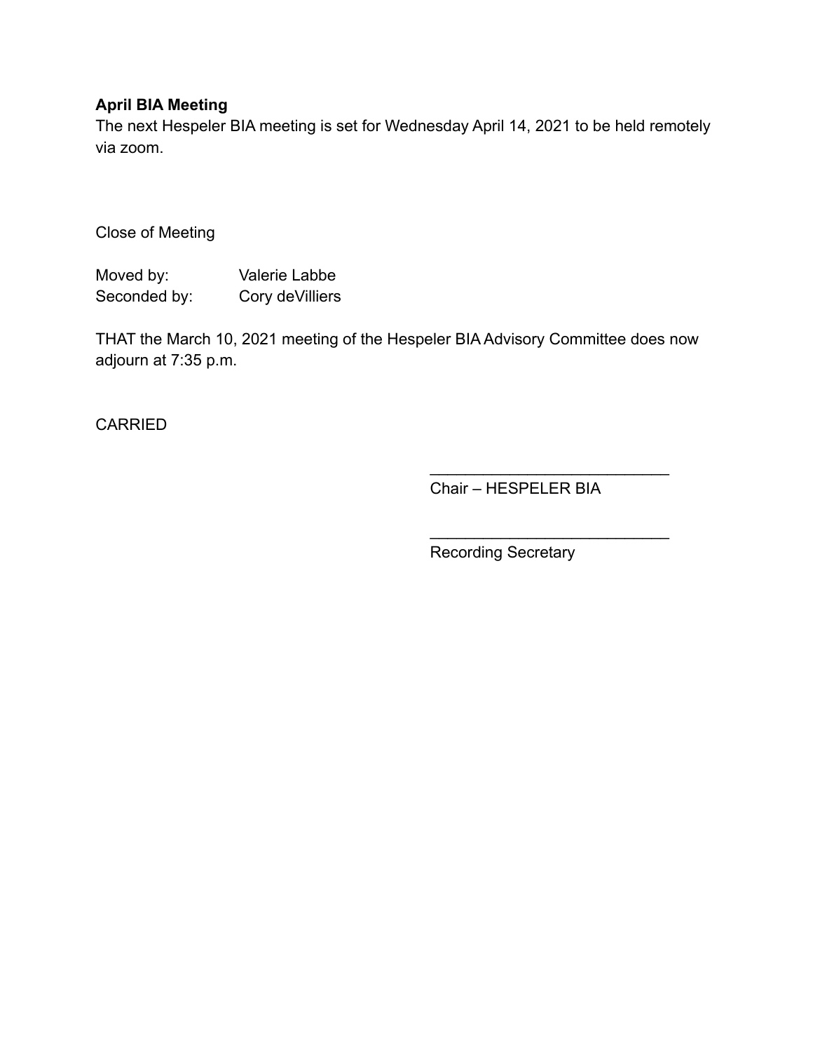**April BIA Meeting**
The next Hespeler BIA meeting is set for Wednesday April 14, 2021 to be held remotely via zoom.

Close of Meeting

Moved by: Valerie Labbe
Seconded by: Cory deVilliers

THAT the March 10, 2021 meeting of the Hespeler BIA Advisory Committee does now adjourn at 7:35 p.m.

CARRIED

___________________________
Chair – HESPELER BIA

___________________________
Recording Secretary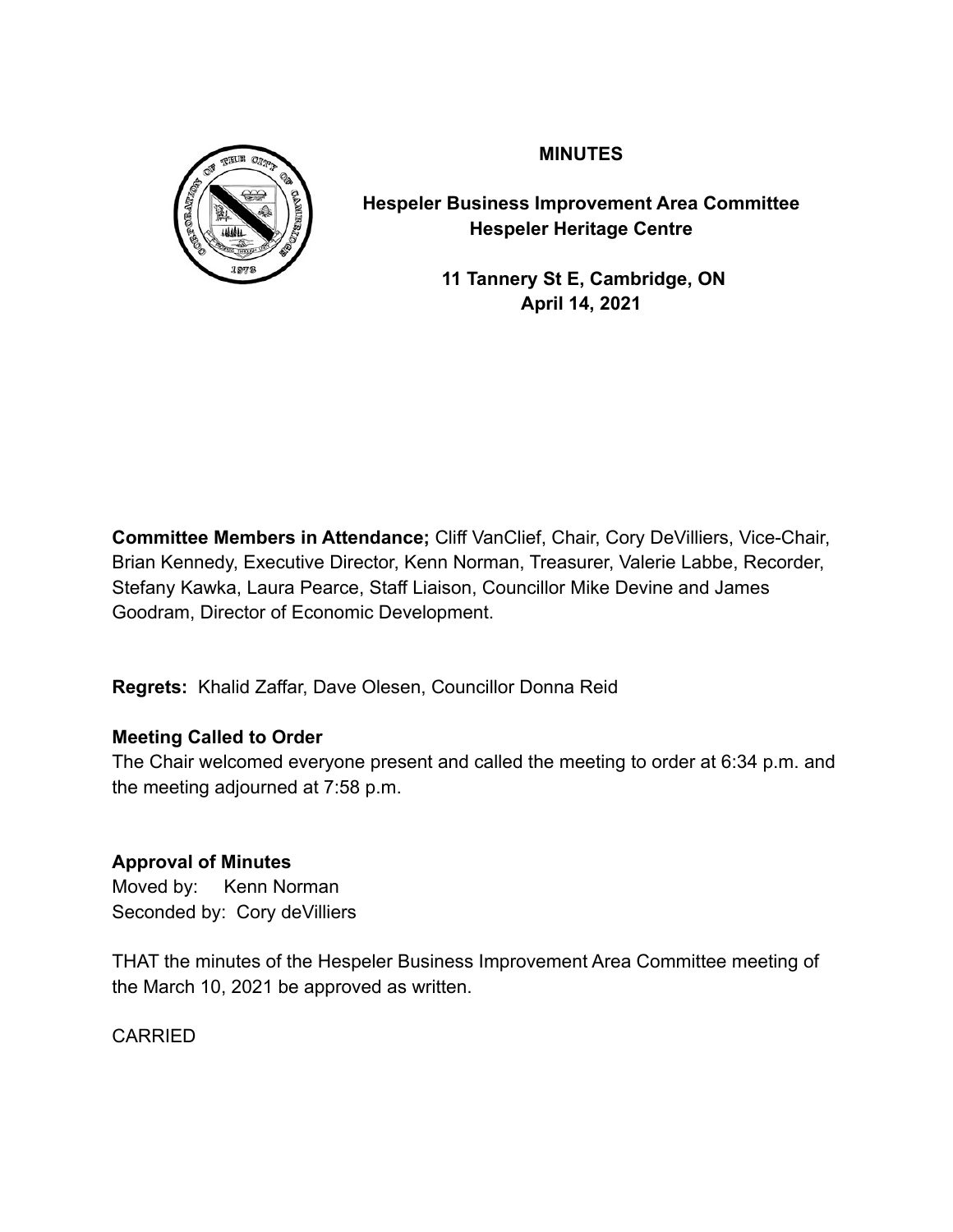**MINUTES**

**Hespeler Business Improvement Area Committee**
**Hespeler Heritage Centre**

**11 Tannery St E, Cambridge, ON**
**April 14, 2021**

**Committee Members in Attendance;** Cliff VanClief, Chair, Cory DeVilliers, Vice-Chair, Brian Kennedy, Executive Director, Kenn Norman, Treasurer, Valerie Labbe, Recorder, Stefany Kawka, Laura Pearce, Staff Liaison, Councillor Mike Devine and James Goodram, Director of Economic Development.

**Regrets:** Khalid Zaffar, Dave Olesen, Councillor Donna Reid

**Meeting Called to Order**

The Chair welcomed everyone present and called the meeting to order at 6:34 p.m. and the meeting adjourned at 7:58 p.m.

**Approval of Minutes**

Moved by: Kenn Norman
Seconded by: Cory deVilliers

THAT the minutes of the Hespeler Business Improvement Area Committee meeting of the March 10, 2021 be approved as written.

CARRIED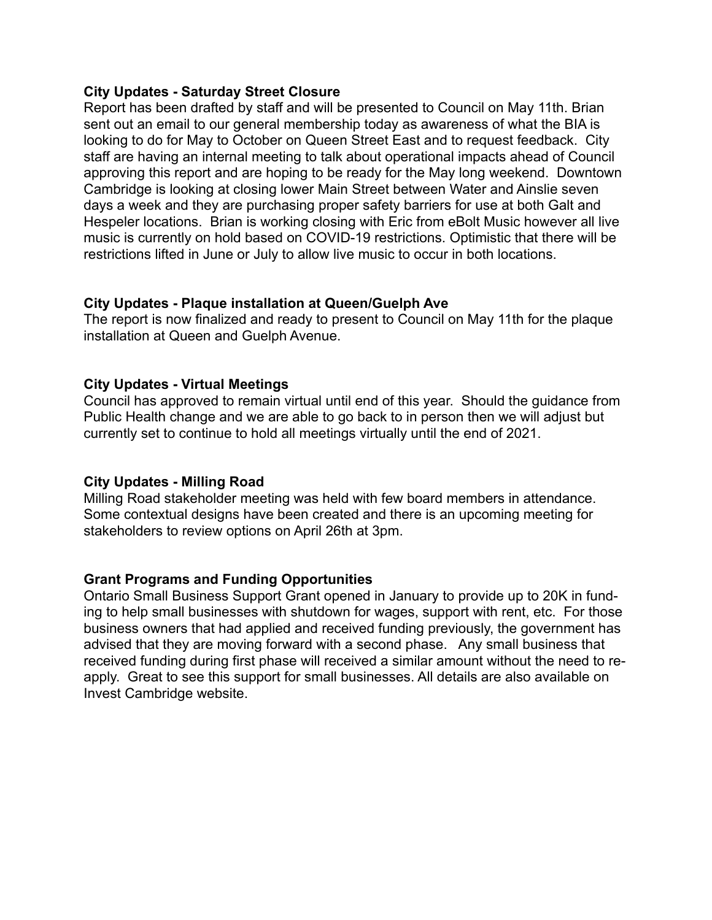**City Updates - Saturday Street Closure**

Report has been drafted by staff and will be presented to Council on May 11th. Brian sent out an email to our general membership today as awareness of what the BIA is looking to do for May to October on Queen Street East and to request feedback. City staff are having an internal meeting to talk about operational impacts ahead of Council approving this report and are hoping to be ready for the May long weekend. Downtown Cambridge is looking at closing lower Main Street between Water and Ainslie seven days a week and they are purchasing proper safety barriers for use at both Galt and Hespeler locations. Brian is working closing with Eric from eBolt Music however all live music is currently on hold based on COVID-19 restrictions. Optimistic that there will be restrictions lifted in June or July to allow live music to occur in both locations.

**City Updates - Plaque installation at Queen/Guelph Ave**

The report is now finalized and ready to present to Council on May 11th for the plaque installation at Queen and Guelph Avenue.

**City Updates - Virtual Meetings**

Council has approved to remain virtual until end of this year. Should the guidance from Public Health change and we are able to go back to in person then we will adjust but currently set to continue to hold all meetings virtually until the end of 2021.

**City Updates - Milling Road**

Milling Road stakeholder meeting was held with few board members in attendance. Some contextual designs have been created and there is an upcoming meeting for stakeholders to review options on April 26th at 3pm.

**Grant Programs and Funding Opportunities**

Ontario Small Business Support Grant opened in January to provide up to 20K in funding to help small businesses with shutdown for wages, support with rent, etc. For those business owners that had applied and received funding previously, the government has advised that they are moving forward with a second phase. Any small business that received funding during first phase will received a similar amount without the need to re-apply. Great to see this support for small businesses. All details are also available on Invest Cambridge website.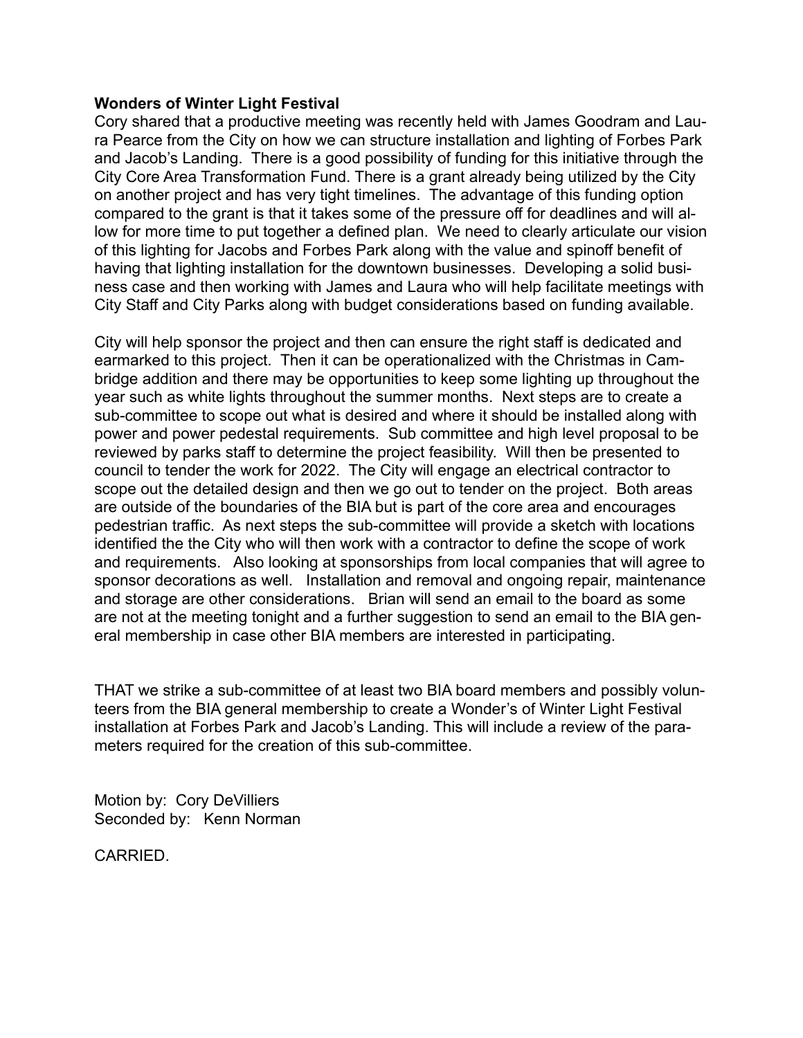**Wonders of Winter Light Festival**

Cory shared that a productive meeting was recently held with James Goodram and Laura Pearce from the City on how we can structure installation and lighting of Forbes Park and Jacob's Landing. There is a good possibility of funding for this initiative through the City Core Area Transformation Fund. There is a grant already being utilized by the City on another project and has very tight timelines. The advantage of this funding option compared to the grant is that it takes some of the pressure off for deadlines and will allow for more time to put together a defined plan. We need to clearly articulate our vision of this lighting for Jacobs and Forbes Park along with the value and spinoff benefit of having that lighting installation for the downtown businesses. Developing a solid business case and then working with James and Laura who will help facilitate meetings with City Staff and City Parks along with budget considerations based on funding available.

City will help sponsor the project and then can ensure the right staff is dedicated and earmarked to this project. Then it can be operationalized with the Christmas in Cambridge addition and there may be opportunities to keep some lighting up throughout the year such as white lights throughout the summer months. Next steps are to create a sub-committee to scope out what is desired and where it should be installed along with power and power pedestal requirements. Sub committee and high level proposal to be reviewed by parks staff to determine the project feasibility. Will then be presented to council to tender the work for 2022. The City will engage an electrical contractor to scope out the detailed design and then we go out to tender on the project. Both areas are outside of the boundaries of the BIA but is part of the core area and encourages pedestrian traffic. As next steps the sub-committee will provide a sketch with locations identified the the City who will then work with a contractor to define the scope of work and requirements. Also looking at sponsorships from local companies that will agree to sponsor decorations as well. Installation and removal and ongoing repair, maintenance and storage are other considerations. Brian will send an email to the board as some are not at the meeting tonight and a further suggestion to send an email to the BIA general membership in case other BIA members are interested in participating.

THAT we strike a sub-committee of at least two BIA board members and possibly volunteers from the BIA general membership to create a Wonder's of Winter Light Festival installation at Forbes Park and Jacob's Landing. This will include a review of the parameters required for the creation of this sub-committee.

Motion by: Cory DeVilliers
Seconded by: Kenn Norman

CARRIED.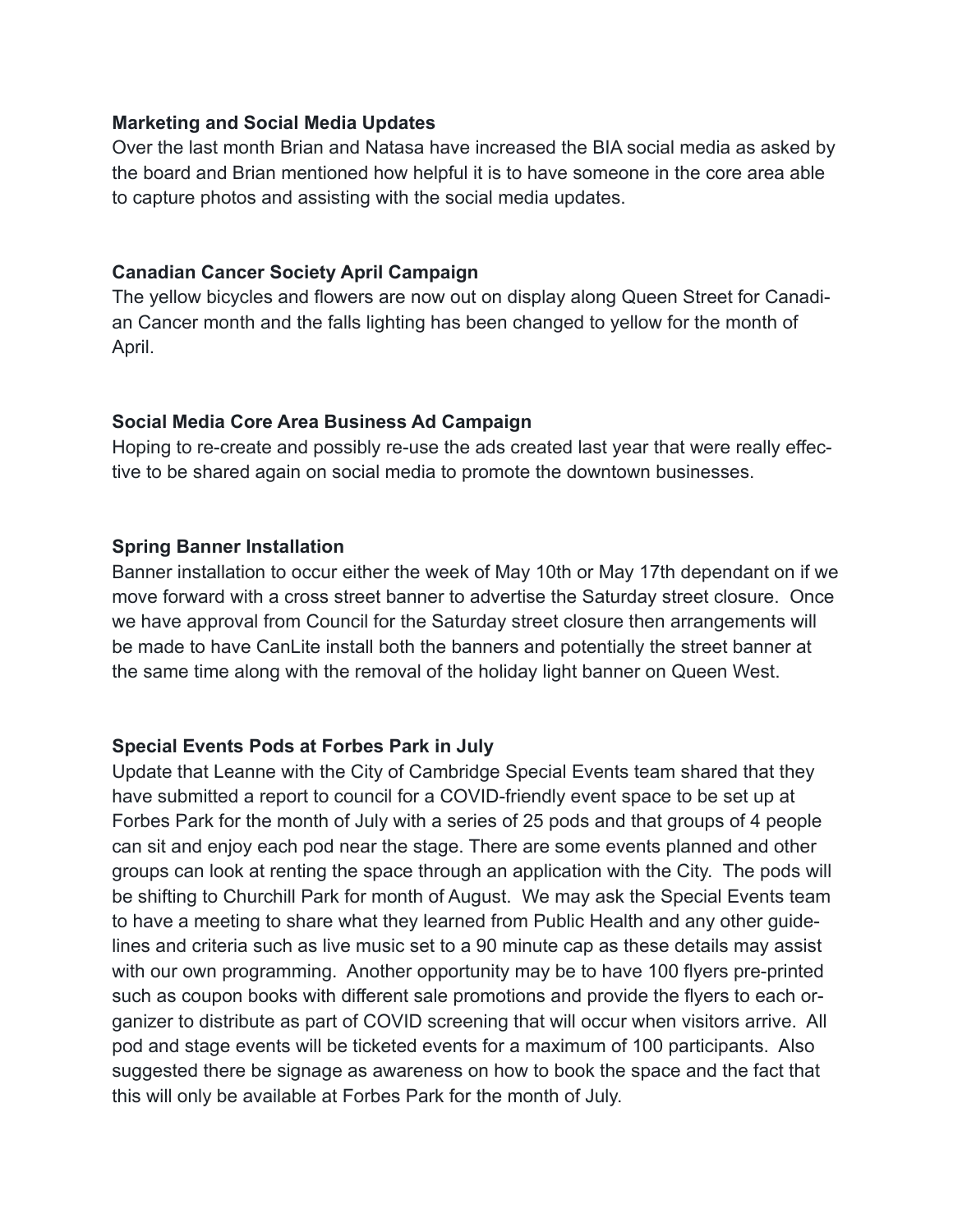**Marketing and Social Media Updates**

Over the last month Brian and Natasa have increased the BIA social media as asked by the board and Brian mentioned how helpful it is to have someone in the core area able to capture photos and assisting with the social media updates.

**Canadian Cancer Society April Campaign**

The yellow bicycles and flowers are now out on display along Queen Street for Canadian Cancer month and the falls lighting has been changed to yellow for the month of April.

**Social Media Core Area Business Ad Campaign**

Hoping to re-create and possibly re-use the ads created last year that were really effective to be shared again on social media to promote the downtown businesses.

**Spring Banner Installation**

Banner installation to occur either the week of May 10th or May 17th dependant on if we move forward with a cross street banner to advertise the Saturday street closure. Once we have approval from Council for the Saturday street closure then arrangements will be made to have CanLite install both the banners and potentially the street banner at the same time along with the removal of the holiday light banner on Queen West.

**Special Events Pods at Forbes Park in July**

Update that Leanne with the City of Cambridge Special Events team shared that they have submitted a report to council for a COVID-friendly event space to be set up at Forbes Park for the month of July with a series of 25 pods and that groups of 4 people can sit and enjoy each pod near the stage. There are some events planned and other groups can look at renting the space through an application with the City. The pods will be shifting to Churchill Park for month of August. We may ask the Special Events team to have a meeting to share what they learned from Public Health and any other guidelines and criteria such as live music set to a 90 minute cap as these details may assist with our own programming. Another opportunity may be to have 100 flyers pre-printed such as coupon books with different sale promotions and provide the flyers to each organizer to distribute as part of COVID screening that will occur when visitors arrive. All pod and stage events will be ticketed events for a maximum of 100 participants. Also suggested there be signage as awareness on how to book the space and the fact that this will only be available at Forbes Park for the month of July.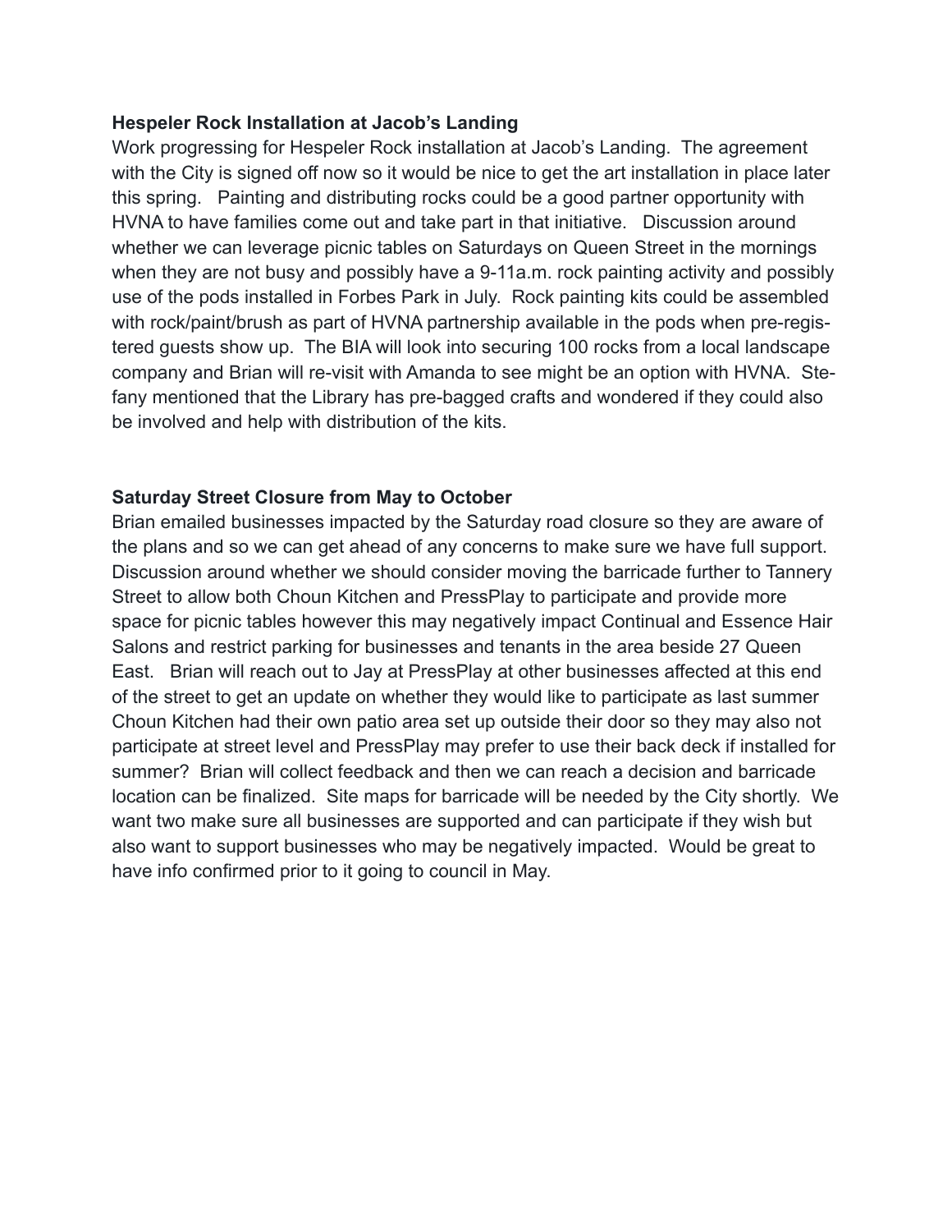**Hespeler Rock Installation at Jacob's Landing**

Work progressing for Hespeler Rock installation at Jacob's Landing. The agreement with the City is signed off now so it would be nice to get the art installation in place later this spring. Painting and distributing rocks could be a good partner opportunity with HVNA to have families come out and take part in that initiative. Discussion around whether we can leverage picnic tables on Saturdays on Queen Street in the mornings when they are not busy and possibly have a 9-11a.m. rock painting activity and possibly use of the pods installed in Forbes Park in July. Rock painting kits could be assembled with rock/paint/brush as part of HVNA partnership available in the pods when pre-registered guests show up. The BIA will look into securing 100 rocks from a local landscape company and Brian will re-visit with Amanda to see might be an option with HVNA. Stefany mentioned that the Library has pre-bagged crafts and wondered if they could also be involved and help with distribution of the kits.

**Saturday Street Closure from May to October**

Brian emailed businesses impacted by the Saturday road closure so they are aware of the plans and so we can get ahead of any concerns to make sure we have full support. Discussion around whether we should consider moving the barricade further to Tannery Street to allow both Choun Kitchen and PressPlay to participate and provide more space for picnic tables however this may negatively impact Continual and Essence Hair Salons and restrict parking for businesses and tenants in the area beside 27 Queen East. Brian will reach out to Jay at PressPlay at other businesses affected at this end of the street to get an update on whether they would like to participate as last summer Choun Kitchen had their own patio area set up outside their door so they may also not participate at street level and PressPlay may prefer to use their back deck if installed for summer? Brian will collect feedback and then we can reach a decision and barricade location can be finalized. Site maps for barricade will be needed by the City shortly. We want two make sure all businesses are supported and can participate if they wish but also want to support businesses who may be negatively impacted. Would be great to have info confirmed prior to it going to council in May.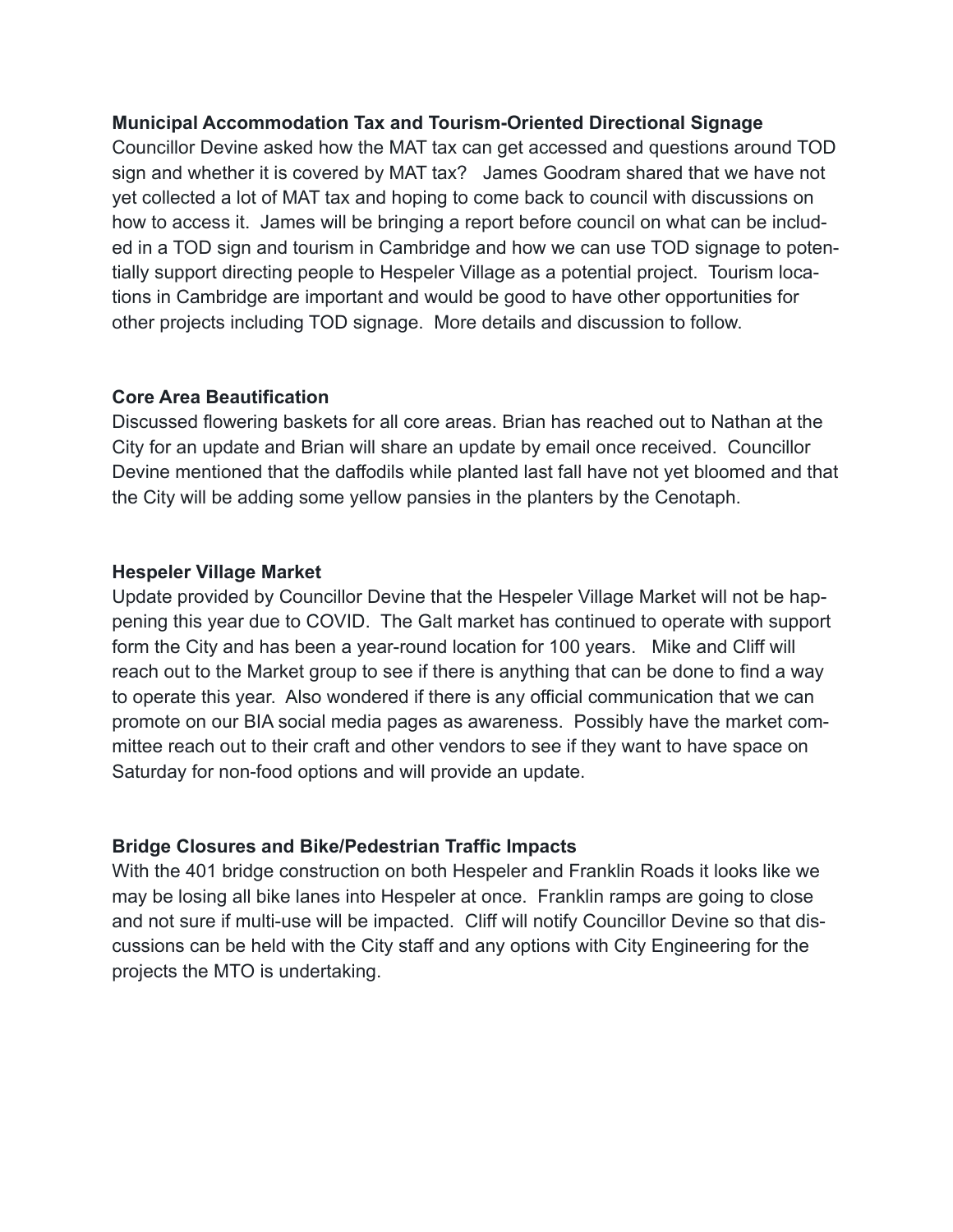**Municipal Accommodation Tax and Tourism-Oriented Directional Signage**

Councillor Devine asked how the MAT tax can get accessed and questions around TOD sign and whether it is covered by MAT tax? James Goodram shared that we have not yet collected a lot of MAT tax and hoping to come back to council with discussions on how to access it. James will be bringing a report before council on what can be included in a TOD sign and tourism in Cambridge and how we can use TOD signage to potentially support directing people to Hespeler Village as a potential project. Tourism locations in Cambridge are important and would be good to have other opportunities for other projects including TOD signage. More details and discussion to follow.

**Core Area Beautification**

Discussed flowering baskets for all core areas. Brian has reached out to Nathan at the City for an update and Brian will share an update by email once received. Councillor Devine mentioned that the daffodils while planted last fall have not yet bloomed and that the City will be adding some yellow pansies in the planters by the Cenotaph.

**Hespeler Village Market**

Update provided by Councillor Devine that the Hespeler Village Market will not be happening this year due to COVID. The Galt market has continued to operate with support form the City and has been a year-round location for 100 years. Mike and Cliff will reach out to the Market group to see if there is anything that can be done to find a way to operate this year. Also wondered if there is any official communication that we can promote on our BIA social media pages as awareness. Possibly have the market committee reach out to their craft and other vendors to see if they want to have space on Saturday for non-food options and will provide an update.

**Bridge Closures and Bike/Pedestrian Traffic Impacts**

With the 401 bridge construction on both Hespeler and Franklin Roads it looks like we may be losing all bike lanes into Hespeler at once. Franklin ramps are going to close and not sure if multi-use will be impacted. Cliff will notify Councillor Devine so that discussions can be held with the City staff and any options with City Engineering for the projects the MTO is undertaking.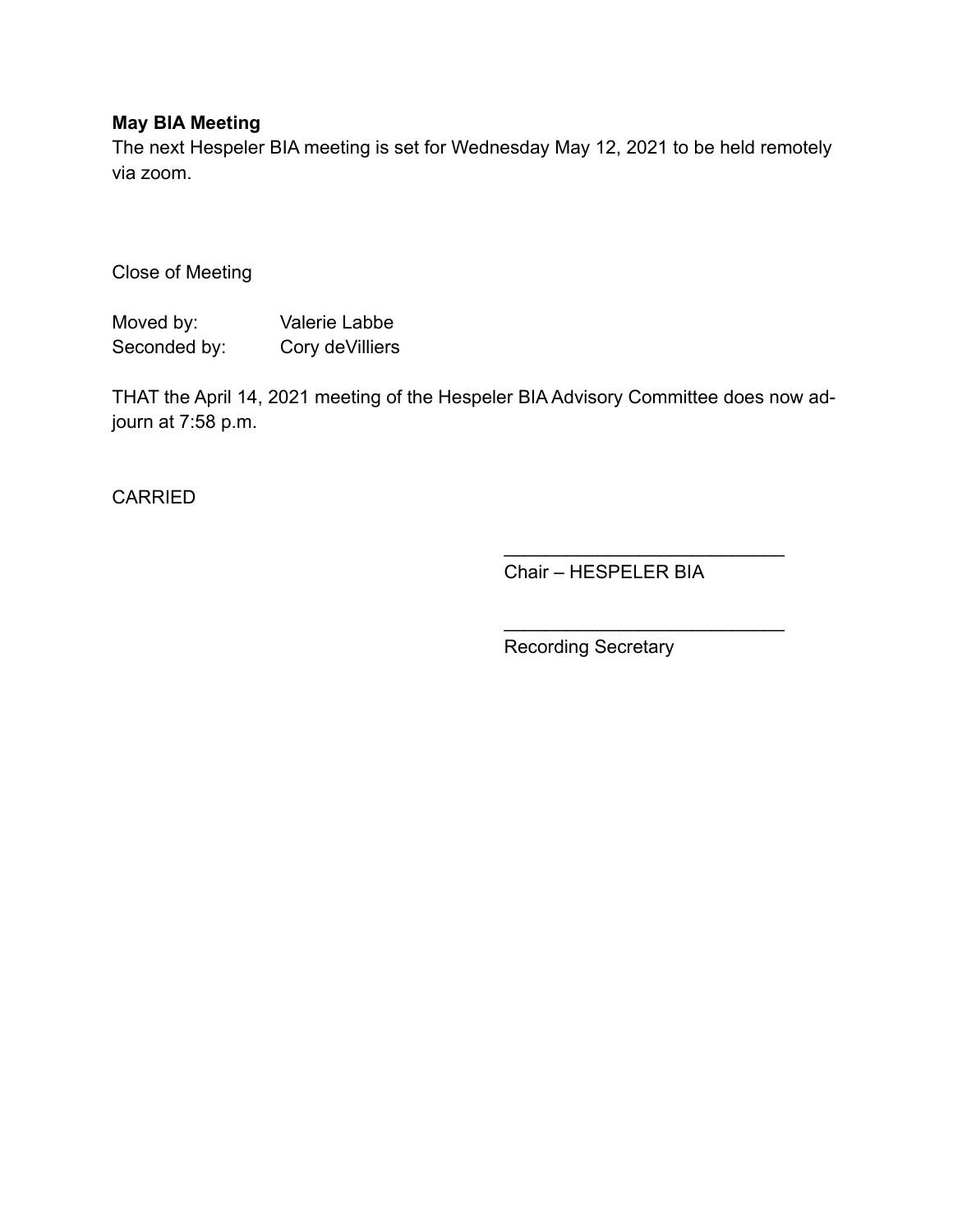**May BIA Meeting**

The next Hespeler BIA meeting is set for Wednesday May 12, 2021 to be held remotely via zoom.

Close of Meeting

Moved by: Valerie Labbe
Seconded by: Cory deVilliers

THAT the April 14, 2021 meeting of the Hespeler BIA Advisory Committee does now adjourn at 7:58 p.m.

CARRIED

___________________________
Chair – HESPELER BIA

___________________________
Recording Secretary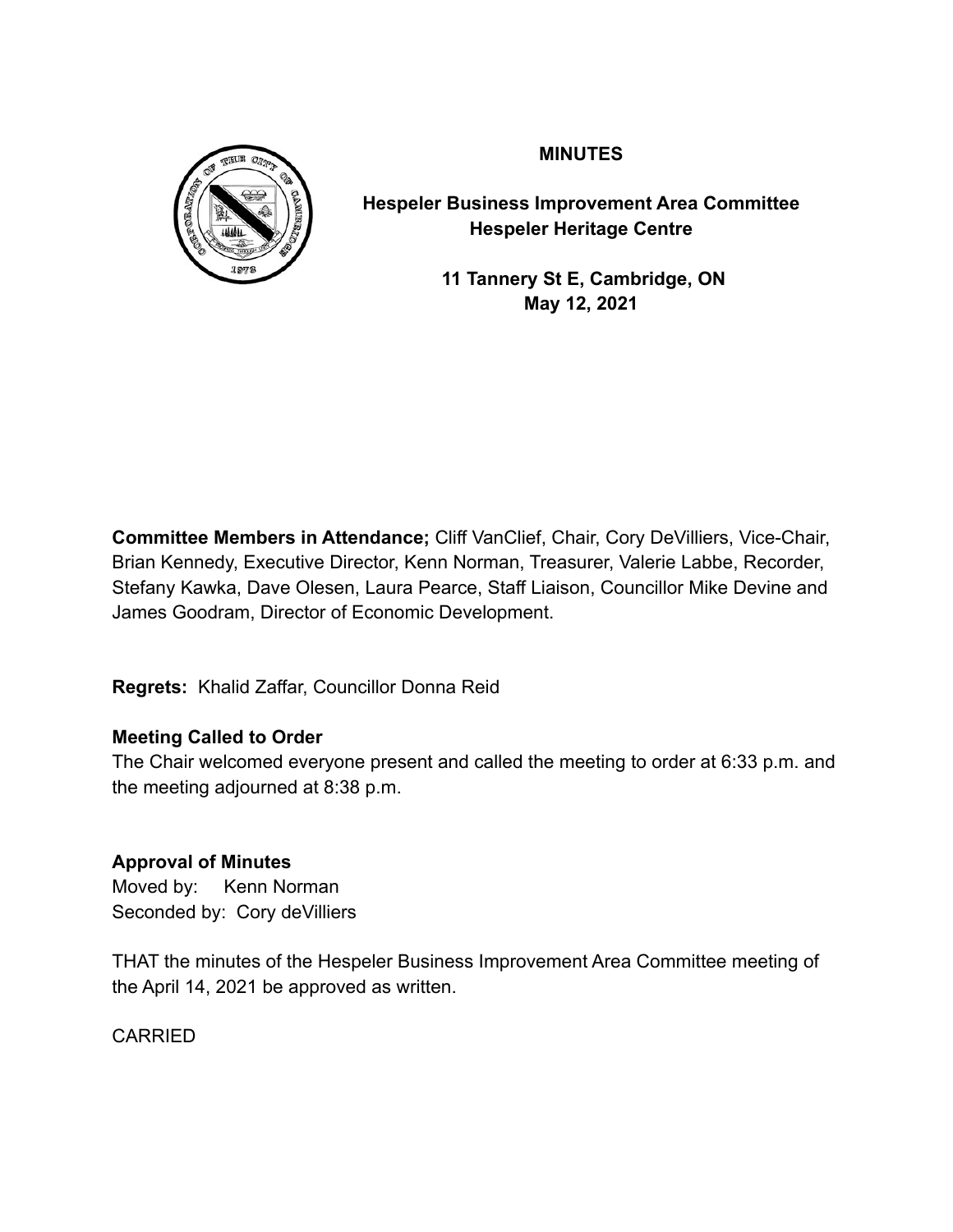**MINUTES**

**Hespeler Business Improvement Area Committee**
**Hespeler Heritage Centre**

**11 Tannery St E, Cambridge, ON**
**May 12, 2021**

**Committee Members in Attendance;** Cliff VanClief, Chair, Cory DeVilliers, Vice-Chair, Brian Kennedy, Executive Director, Kenn Norman, Treasurer, Valerie Labbe, Recorder, Stefany Kawka, Dave Olesen, Laura Pearce, Staff Liaison, Councillor Mike Devine and James Goodram, Director of Economic Development.

**Regrets:** Khalid Zaffar, Councillor Donna Reid

**Meeting Called to Order**

The Chair welcomed everyone present and called the meeting to order at 6:33 p.m. and the meeting adjourned at 8:38 p.m.

**Approval of Minutes**

Moved by: Kenn Norman
Seconded by: Cory deVilliers

THAT the minutes of the Hespeler Business Improvement Area Committee meeting of the April 14, 2021 be approved as written.

CARRIED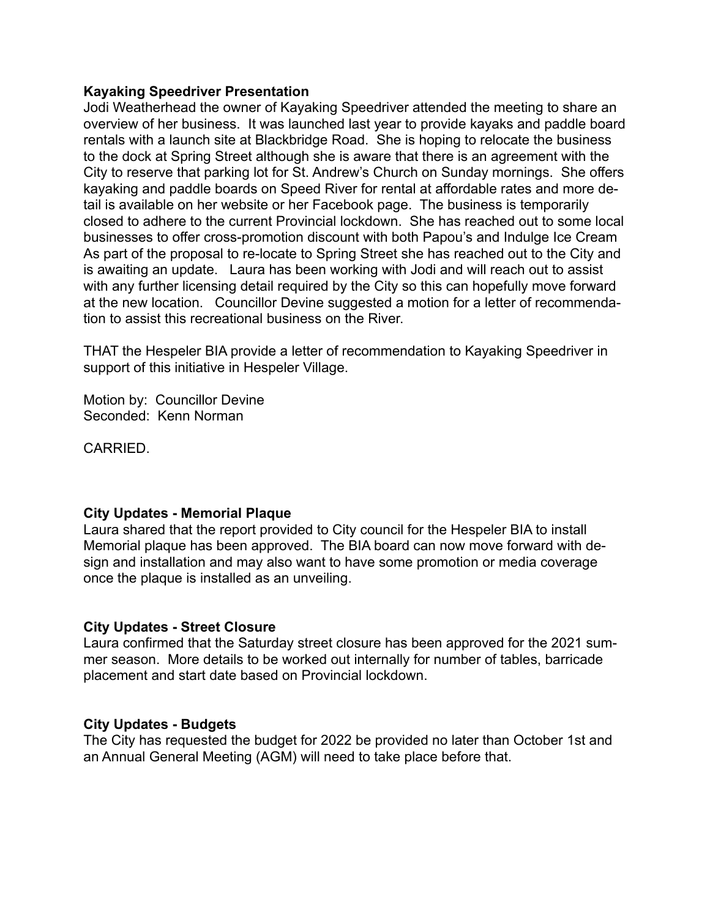**Kayaking Speedriver Presentation**

Jodi Weatherhead the owner of Kayaking Speedriver attended the meeting to share an overview of her business. It was launched last year to provide kayaks and paddle board rentals with a launch site at Blackbridge Road. She is hoping to relocate the business to the dock at Spring Street although she is aware that there is an agreement with the City to reserve that parking lot for St. Andrew's Church on Sunday mornings. She offers kayaking and paddle boards on Speed River for rental at affordable rates and more detail is available on her website or her Facebook page. The business is temporarily closed to adhere to the current Provincial lockdown. She has reached out to some local businesses to offer cross-promotion discount with both Papou's and Indulge Ice Cream As part of the proposal to re-locate to Spring Street she has reached out to the City and is awaiting an update. Laura has been working with Jodi and will reach out to assist with any further licensing detail required by the City so this can hopefully move forward at the new location. Councillor Devine suggested a motion for a letter of recommendation to assist this recreational business on the River.

THAT the Hespeler BIA provide a letter of recommendation to Kayaking Speedriver in support of this initiative in Hespeler Village.

Motion by: Councillor Devine
Seconded: Kenn Norman

CARRIED.

**City Updates - Memorial Plaque**

Laura shared that the report provided to City council for the Hespeler BIA to install Memorial plaque has been approved. The BIA board can now move forward with design and installation and may also want to have some promotion or media coverage once the plaque is installed as an unveiling.

**City Updates - Street Closure**

Laura confirmed that the Saturday street closure has been approved for the 2021 summer season. More details to be worked out internally for number of tables, barricade placement and start date based on Provincial lockdown.

**City Updates - Budgets**

The City has requested the budget for 2022 be provided no later than October 1st and an Annual General Meeting (AGM) will need to take place before that.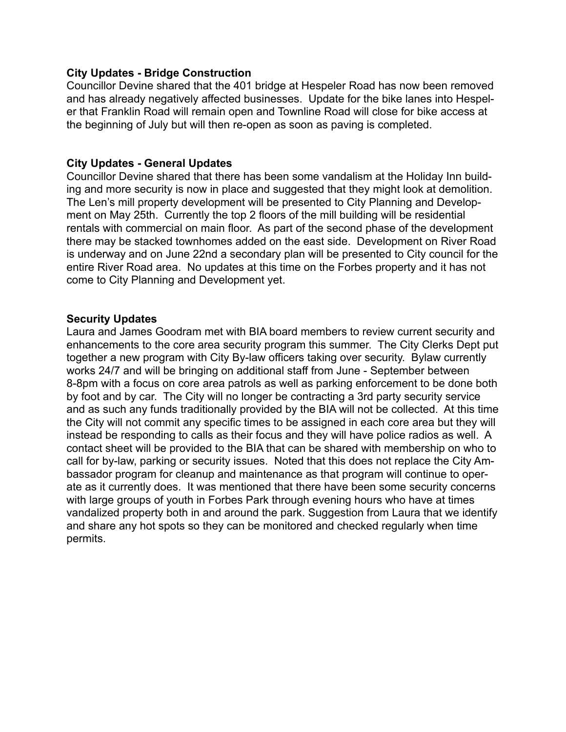**City Updates - Bridge Construction**
Councillor Devine shared that the 401 bridge at Hespeler Road has now been removed and has already negatively affected businesses. Update for the bike lanes into Hespeler that Franklin Road will remain open and Townline Road will close for bike access at the beginning of July but will then re-open as soon as paving is completed.

**City Updates - General Updates**
Councillor Devine shared that there has been some vandalism at the Holiday Inn building and more security is now in place and suggested that they might look at demolition. The Len's mill property development will be presented to City Planning and Development on May 25th. Currently the top 2 floors of the mill building will be residential rentals with commercial on main floor. As part of the second phase of the development there may be stacked townhomes added on the east side. Development on River Road is underway and on June 22nd a secondary plan will be presented to City council for the entire River Road area. No updates at this time on the Forbes property and it has not come to City Planning and Development yet.

**Security Updates**
Laura and James Goodram met with BIA board members to review current security and enhancements to the core area security program this summer. The City Clerks Dept put together a new program with City By-law officers taking over security. Bylaw currently works 24/7 and will be bringing on additional staff from June - September between 8-8pm with a focus on core area patrols as well as parking enforcement to be done both by foot and by car. The City will no longer be contracting a 3rd party security service and as such any funds traditionally provided by the BIA will not be collected. At this time the City will not commit any specific times to be assigned in each core area but they will instead be responding to calls as their focus and they will have police radios as well. A contact sheet will be provided to the BIA that can be shared with membership on who to call for by-law, parking or security issues. Noted that this does not replace the City Ambassador program for cleanup and maintenance as that program will continue to operate as it currently does. It was mentioned that there have been some security concerns with large groups of youth in Forbes Park through evening hours who have at times vandalized property both in and around the park. Suggestion from Laura that we identify and share any hot spots so they can be monitored and checked regularly when time permits.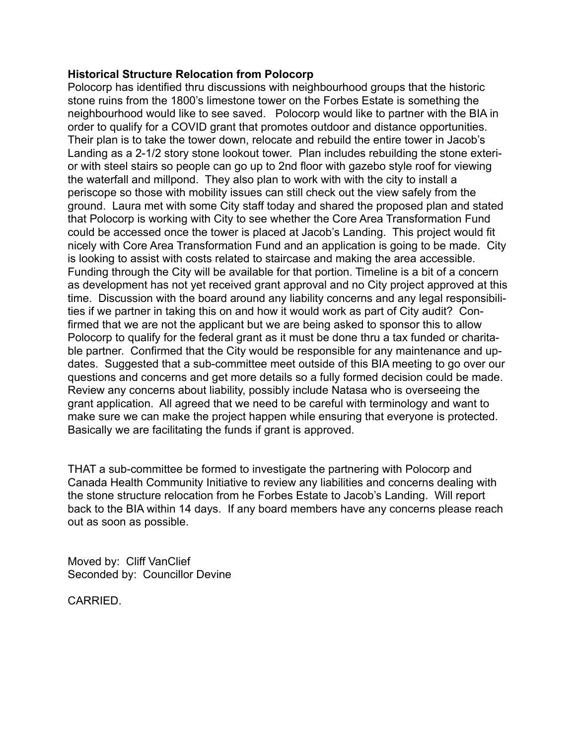**Historical Structure Relocation from Polocorp**

Polocorp has identified thru discussions with neighbourhood groups that the historic stone ruins from the 1800's limestone tower on the Forbes Estate is something the neighbourhood would like to see saved. Polocorp would like to partner with the BIA in order to qualify for a COVID grant that promotes outdoor and distance opportunities. Their plan is to take the tower down, relocate and rebuild the entire tower in Jacob's Landing as a 2-1/2 story stone lookout tower. Plan includes rebuilding the stone exterior with steel stairs so people can go up to 2nd floor with gazebo style roof for viewing the waterfall and millpond. They also plan to work with with the city to install a periscope so those with mobility issues can still check out the view safely from the ground. Laura met with some City staff today and shared the proposed plan and stated that Polocorp is working with City to see whether the Core Area Transformation Fund could be accessed once the tower is placed at Jacob's Landing. This project would fit nicely with Core Area Transformation Fund and an application is going to be made. City is looking to assist with costs related to staircase and making the area accessible. Funding through the City will be available for that portion. Timeline is a bit of a concern as development has not yet received grant approval and no City project approved at this time. Discussion with the board around any liability concerns and any legal responsibilities if we partner in taking this on and how it would work as part of City audit? Confirmed that we are not the applicant but we are being asked to sponsor this to allow Polocorp to qualify for the federal grant as it must be done thru a tax funded or charitable partner. Confirmed that the City would be responsible for any maintenance and updates. Suggested that a sub-committee meet outside of this BIA meeting to go over our questions and concerns and get more details so a fully formed decision could be made. Review any concerns about liability, possibly include Natasa who is overseeing the grant application. All agreed that we need to be careful with terminology and want to make sure we can make the project happen while ensuring that everyone is protected. Basically we are facilitating the funds if grant is approved.

THAT a sub-committee be formed to investigate the partnering with Polocorp and Canada Health Community Initiative to review any liabilities and concerns dealing with the stone structure relocation from he Forbes Estate to Jacob's Landing. Will report back to the BIA within 14 days. If any board members have any concerns please reach out as soon as possible.

Moved by: Cliff VanClief
Seconded by: Councillor Devine

CARRIED.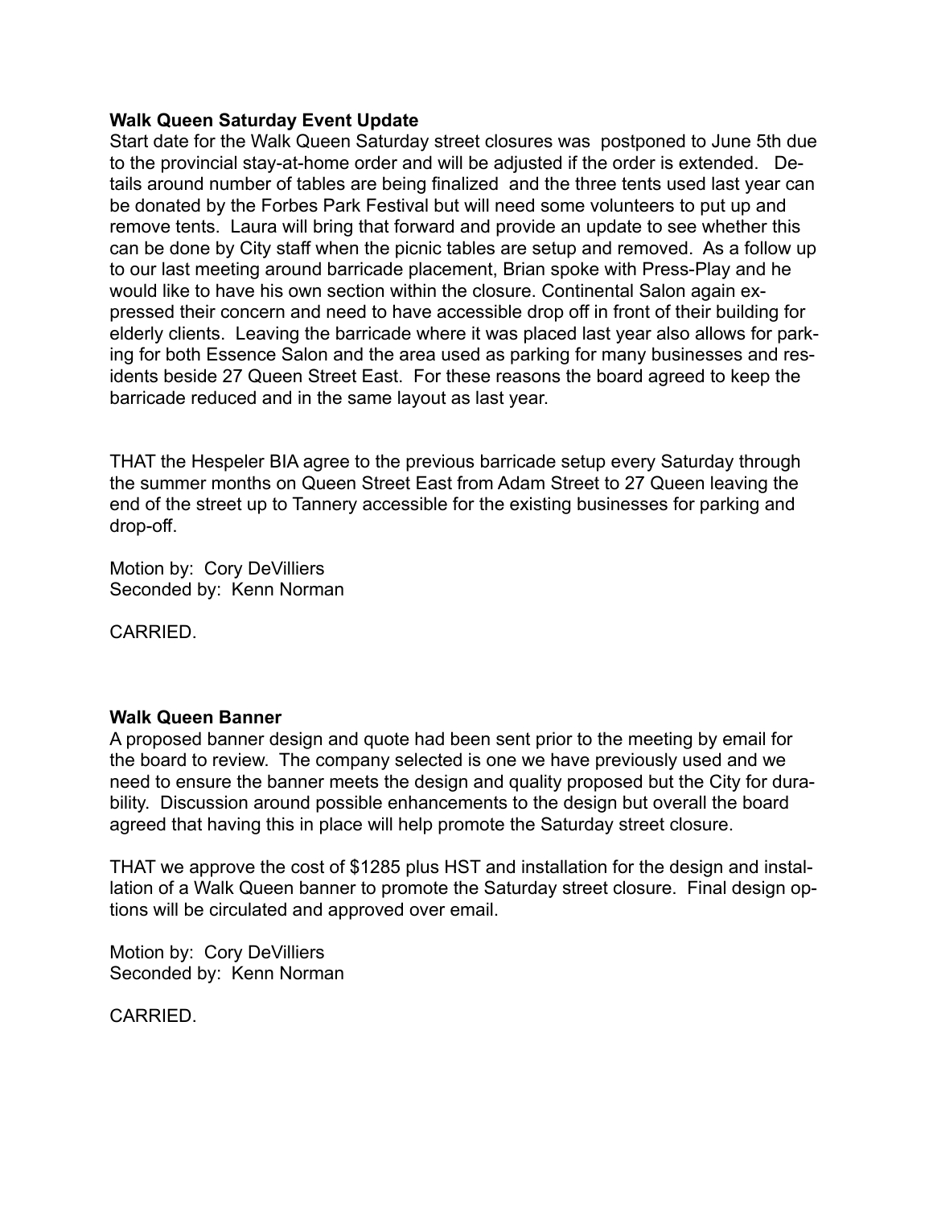**Walk Queen Saturday Event Update**

Start date for the Walk Queen Saturday street closures was postponed to June 5th due to the provincial stay-at-home order and will be adjusted if the order is extended. Details around number of tables are being finalized and the three tents used last year can be donated by the Forbes Park Festival but will need some volunteers to put up and remove tents. Laura will bring that forward and provide an update to see whether this can be done by City staff when the picnic tables are setup and removed. As a follow up to our last meeting around barricade placement, Brian spoke with Press-Play and he would like to have his own section within the closure. Continental Salon again expressed their concern and need to have accessible drop off in front of their building for elderly clients. Leaving the barricade where it was placed last year also allows for parking for both Essence Salon and the area used as parking for many businesses and residents beside 27 Queen Street East. For these reasons the board agreed to keep the barricade reduced and in the same layout as last year.

THAT the Hespeler BIA agree to the previous barricade setup every Saturday through the summer months on Queen Street East from Adam Street to 27 Queen leaving the end of the street up to Tannery accessible for the existing businesses for parking and drop-off.

Motion by: Cory DeVilliers
Seconded by: Kenn Norman

CARRIED.

**Walk Queen Banner**

A proposed banner design and quote had been sent prior to the meeting by email for the board to review. The company selected is one we have previously used and we need to ensure the banner meets the design and quality proposed but the City for durability. Discussion around possible enhancements to the design but overall the board agreed that having this in place will help promote the Saturday street closure.

THAT we approve the cost of $1285 plus HST and installation for the design and installation of a Walk Queen banner to promote the Saturday street closure. Final design options will be circulated and approved over email.

Motion by: Cory DeVilliers
Seconded by: Kenn Norman

CARRIED.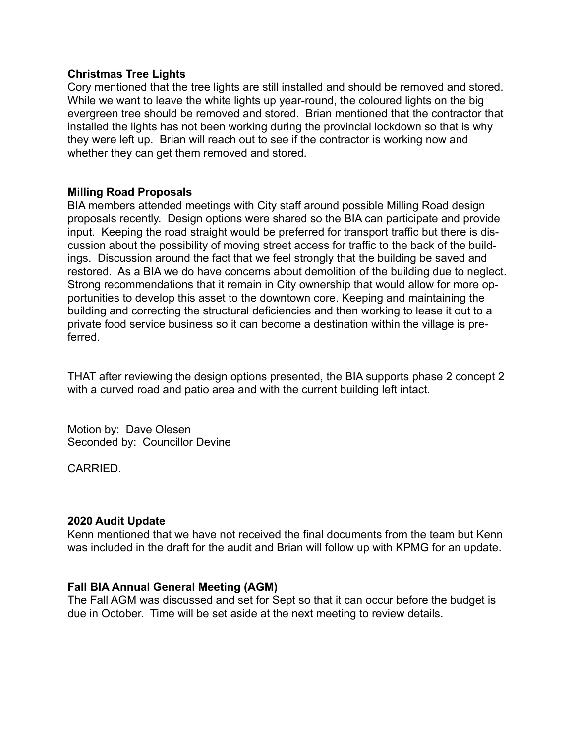**Christmas Tree Lights**
Cory mentioned that the tree lights are still installed and should be removed and stored. While we want to leave the white lights up year-round, the coloured lights on the big evergreen tree should be removed and stored. Brian mentioned that the contractor that installed the lights has not been working during the provincial lockdown so that is why they were left up. Brian will reach out to see if the contractor is working now and whether they can get them removed and stored.

**Milling Road Proposals**
BIA members attended meetings with City staff around possible Milling Road design proposals recently. Design options were shared so the BIA can participate and provide input. Keeping the road straight would be preferred for transport traffic but there is discussion about the possibility of moving street access for traffic to the back of the buildings. Discussion around the fact that we feel strongly that the building be saved and restored. As a BIA we do have concerns about demolition of the building due to neglect. Strong recommendations that it remain in City ownership that would allow for more opportunities to develop this asset to the downtown core. Keeping and maintaining the building and correcting the structural deficiencies and then working to lease it out to a private food service business so it can become a destination within the village is preferred.

THAT after reviewing the design options presented, the BIA supports phase 2 concept 2 with a curved road and patio area and with the current building left intact.

Motion by: Dave Olesen
Seconded by: Councillor Devine

CARRIED.

**2020 Audit Update**
Kenn mentioned that we have not received the final documents from the team but Kenn was included in the draft for the audit and Brian will follow up with KPMG for an update.

**Fall BIA Annual General Meeting (AGM)**
The Fall AGM was discussed and set for Sept so that it can occur before the budget is due in October. Time will be set aside at the next meeting to review details.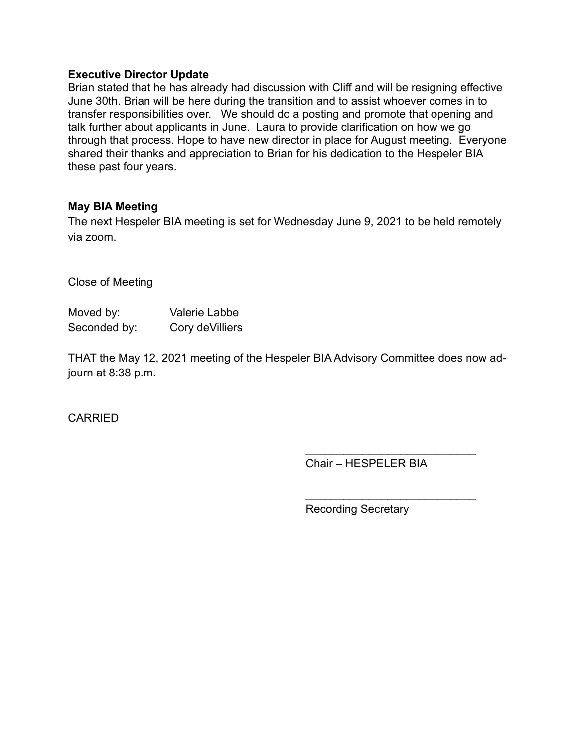**Executive Director Update**

Brian stated that he has already had discussion with Cliff and will be resigning effective June 30th. Brian will be here during the transition and to assist whoever comes in to transfer responsibilities over. We should do a posting and promote that opening and talk further about applicants in June. Laura to provide clarification on how we go through that process. Hope to have new director in place for August meeting. Everyone shared their thanks and appreciation to Brian for his dedication to the Hespeler BIA these past four years.

**May BIA Meeting**

The next Hespeler BIA meeting is set for Wednesday June 9, 2021 to be held remotely via zoom.

Close of Meeting

Moved by: Valerie Labbe
Seconded by: Cory deVilliers

THAT the May 12, 2021 meeting of the Hespeler BIA Advisory Committee does now adjourn at 8:38 p.m.

CARRIED

___________________________
Chair – HESPELER BIA

___________________________
Recording Secretary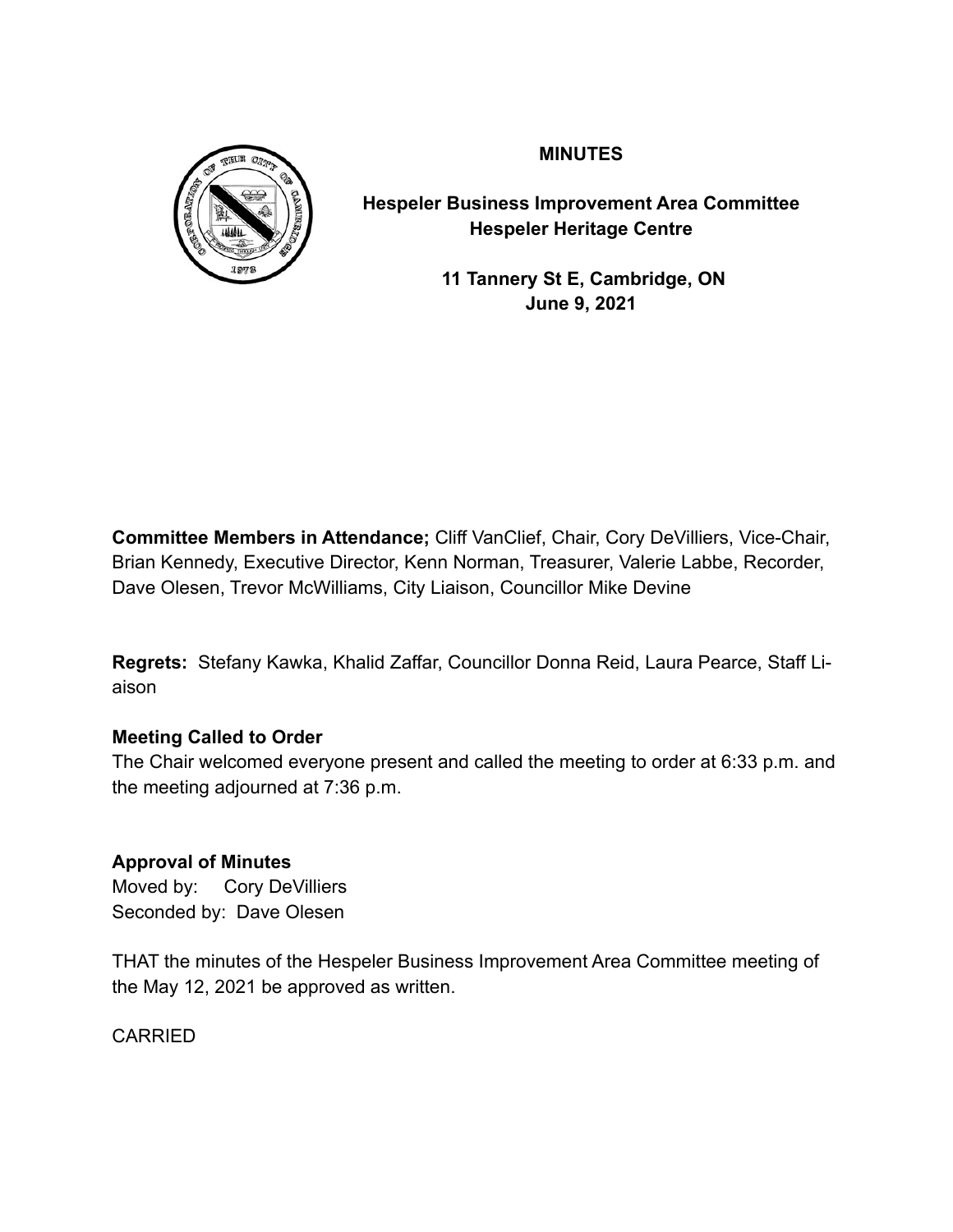**MINUTES**

**Hespeler Business Improvement Area Committee**
**Hespeler Heritage Centre**

**11 Tannery St E, Cambridge, ON**
**June 9, 2021**

**Committee Members in Attendance;** Cliff VanClief, Chair, Cory DeVilliers, Vice-Chair, Brian Kennedy, Executive Director, Kenn Norman, Treasurer, Valerie Labbe, Recorder, Dave Olesen, Trevor McWilliams, City Liaison, Councillor Mike Devine

**Regrets:** Stefany Kawka, Khalid Zaffar, Councillor Donna Reid, Laura Pearce, Staff Liaison

**Meeting Called to Order**

The Chair welcomed everyone present and called the meeting to order at 6:33 p.m. and the meeting adjourned at 7:36 p.m.

**Approval of Minutes**

Moved by: Cory DeVilliers
Seconded by: Dave Olesen

THAT the minutes of the Hespeler Business Improvement Area Committee meeting of the May 12, 2021 be approved as written.

CARRIED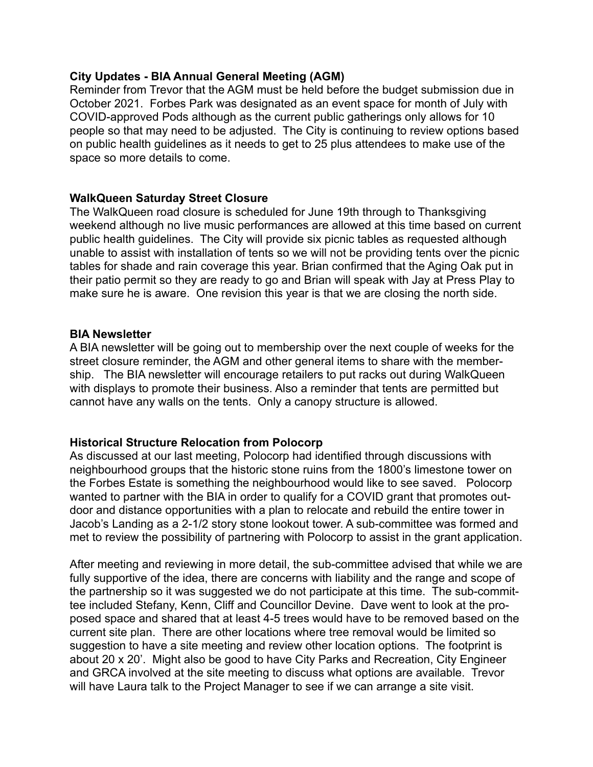**City Updates - BIA Annual General Meeting (AGM)**

Reminder from Trevor that the AGM must be held before the budget submission due in October 2021. Forbes Park was designated as an event space for month of July with COVID-approved Pods although as the current public gatherings only allows for 10 people so that may need to be adjusted. The City is continuing to review options based on public health guidelines as it needs to get to 25 plus attendees to make use of the space so more details to come.

**WalkQueen Saturday Street Closure**

The WalkQueen road closure is scheduled for June 19th through to Thanksgiving weekend although no live music performances are allowed at this time based on current public health guidelines. The City will provide six picnic tables as requested although unable to assist with installation of tents so we will not be providing tents over the picnic tables for shade and rain coverage this year. Brian confirmed that the Aging Oak put in their patio permit so they are ready to go and Brian will speak with Jay at Press Play to make sure he is aware. One revision this year is that we are closing the north side.

**BIA Newsletter**

A BIA newsletter will be going out to membership over the next couple of weeks for the street closure reminder, the AGM and other general items to share with the membership. The BIA newsletter will encourage retailers to put racks out during WalkQueen with displays to promote their business. Also a reminder that tents are permitted but cannot have any walls on the tents. Only a canopy structure is allowed.

**Historical Structure Relocation from Polocorp**

As discussed at our last meeting, Polocorp had identified through discussions with neighbourhood groups that the historic stone ruins from the 1800's limestone tower on the Forbes Estate is something the neighbourhood would like to see saved. Polocorp wanted to partner with the BIA in order to qualify for a COVID grant that promotes outdoor and distance opportunities with a plan to relocate and rebuild the entire tower in Jacob's Landing as a 2-1/2 story stone lookout tower. A sub-committee was formed and met to review the possibility of partnering with Polocorp to assist in the grant application.

After meeting and reviewing in more detail, the sub-committee advised that while we are fully supportive of the idea, there are concerns with liability and the range and scope of the partnership so it was suggested we do not participate at this time. The sub-committee included Stefany, Kenn, Cliff and Councillor Devine. Dave went to look at the proposed space and shared that at least 4-5 trees would have to be removed based on the current site plan. There are other locations where tree removal would be limited so suggestion to have a site meeting and review other location options. The footprint is about 20 x 20'. Might also be good to have City Parks and Recreation, City Engineer and GRCA involved at the site meeting to discuss what options are available. Trevor will have Laura talk to the Project Manager to see if we can arrange a site visit.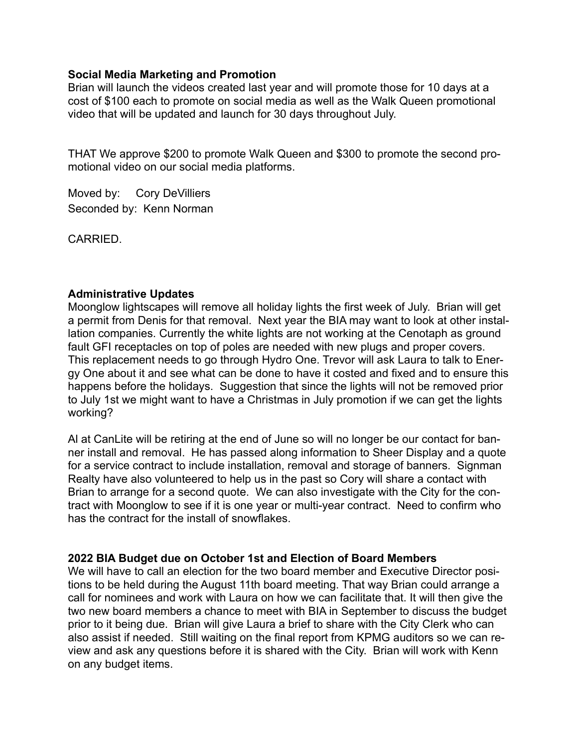**Social Media Marketing and Promotion**
Brian will launch the videos created last year and will promote those for 10 days at a cost of $100 each to promote on social media as well as the Walk Queen promotional video that will be updated and launch for 30 days throughout July.

THAT We approve $200 to promote Walk Queen and $300 to promote the second promotional video on our social media platforms.

Moved by: Cory DeVilliers
Seconded by: Kenn Norman

CARRIED.

**Administrative Updates**
Moonglow lightscapes will remove all holiday lights the first week of July. Brian will get a permit from Denis for that removal. Next year the BIA may want to look at other installation companies. Currently the white lights are not working at the Cenotaph as ground fault GFI receptacles on top of poles are needed with new plugs and proper covers. This replacement needs to go through Hydro One. Trevor will ask Laura to talk to Energy One about it and see what can be done to have it costed and fixed and to ensure this happens before the holidays. Suggestion that since the lights will not be removed prior to July 1st we might want to have a Christmas in July promotion if we can get the lights working?

Al at CanLite will be retiring at the end of June so will no longer be our contact for banner install and removal. He has passed along information to Sheer Display and a quote for a service contract to include installation, removal and storage of banners. Signman Realty have also volunteered to help us in the past so Cory will share a contact with Brian to arrange for a second quote. We can also investigate with the City for the contract with Moonglow to see if it is one year or multi-year contract. Need to confirm who has the contract for the install of snowflakes.

**2022 BIA Budget due on October 1st and Election of Board Members**
We will have to call an election for the two board member and Executive Director positions to be held during the August 11th board meeting. That way Brian could arrange a call for nominees and work with Laura on how we can facilitate that. It will then give the two new board members a chance to meet with BIA in September to discuss the budget prior to it being due. Brian will give Laura a brief to share with the City Clerk who can also assist if needed. Still waiting on the final report from KPMG auditors so we can review and ask any questions before it is shared with the City. Brian will work with Kenn on any budget items.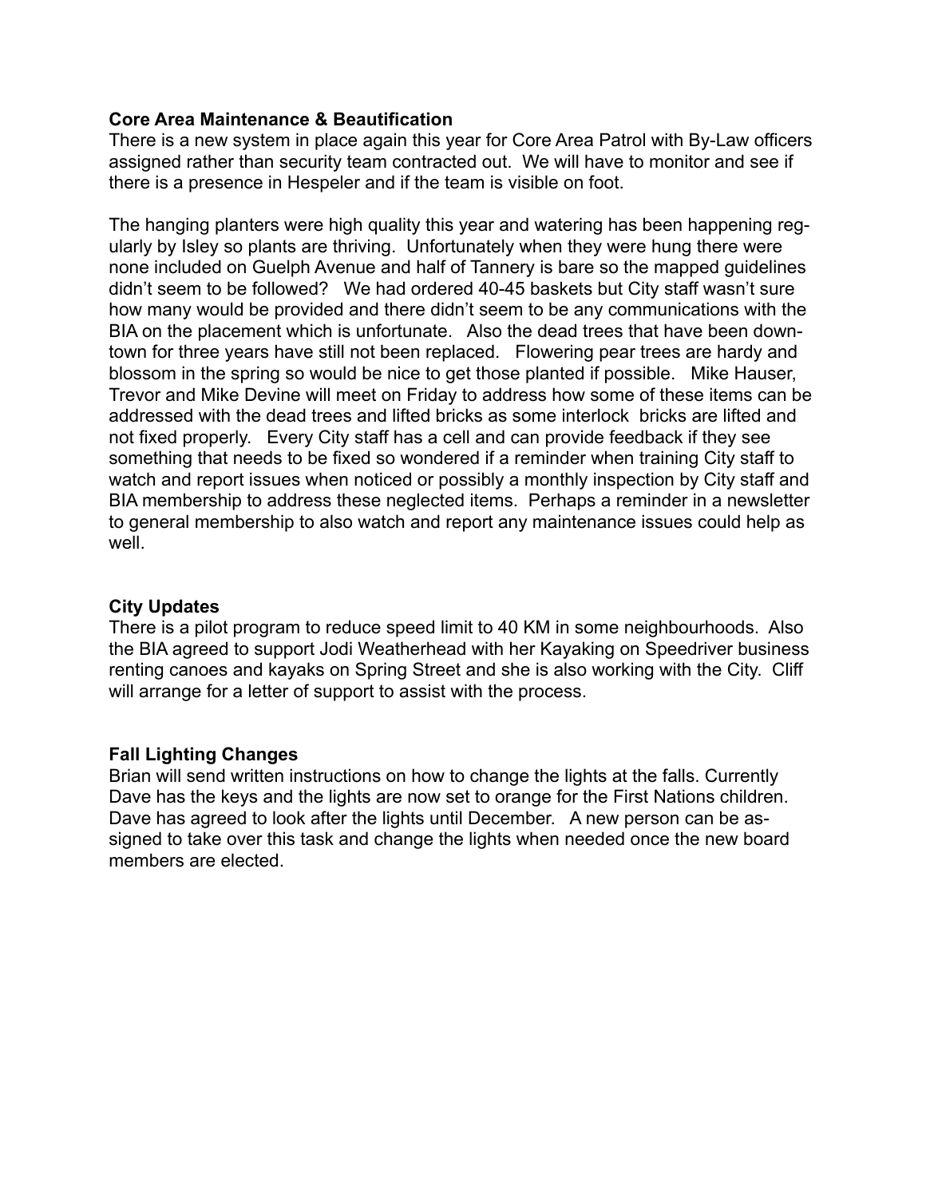**Core Area Maintenance & Beautification**

There is a new system in place again this year for Core Area Patrol with By-Law officers assigned rather than security team contracted out. We will have to monitor and see if there is a presence in Hespeler and if the team is visible on foot.

The hanging planters were high quality this year and watering has been happening regularly by Isley so plants are thriving. Unfortunately when they were hung there were none included on Guelph Avenue and half of Tannery is bare so the mapped guidelines didn't seem to be followed? We had ordered 40-45 baskets but City staff wasn't sure how many would be provided and there didn't seem to be any communications with the BIA on the placement which is unfortunate. Also the dead trees that have been downtown for three years have still not been replaced. Flowering pear trees are hardy and blossom in the spring so would be nice to get those planted if possible. Mike Hauser, Trevor and Mike Devine will meet on Friday to address how some of these items can be addressed with the dead trees and lifted bricks as some interlock bricks are lifted and not fixed properly. Every City staff has a cell and can provide feedback if they see something that needs to be fixed so wondered if a reminder when training City staff to watch and report issues when noticed or possibly a monthly inspection by City staff and BIA membership to address these neglected items. Perhaps a reminder in a newsletter to general membership to also watch and report any maintenance issues could help as well.

**City Updates**

There is a pilot program to reduce speed limit to 40 KM in some neighbourhoods. Also the BIA agreed to support Jodi Weatherhead with her Kayaking on Speedriver business renting canoes and kayaks on Spring Street and she is also working with the City. Cliff will arrange for a letter of support to assist with the process.

**Fall Lighting Changes**

Brian will send written instructions on how to change the lights at the falls. Currently Dave has the keys and the lights are now set to orange for the First Nations children. Dave has agreed to look after the lights until December. A new person can be assigned to take over this task and change the lights when needed once the new board members are elected.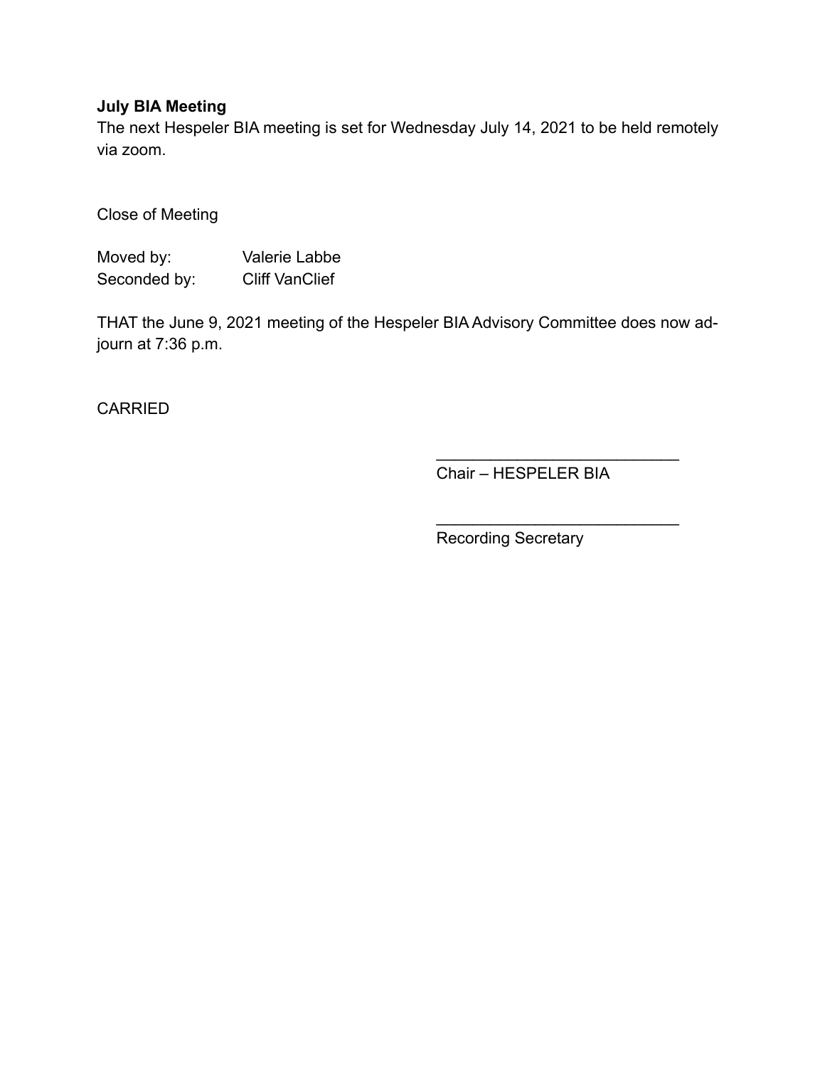**July BIA Meeting**

The next Hespeler BIA meeting is set for Wednesday July 14, 2021 to be held remotely via zoom.

Close of Meeting

Moved by: Valerie Labbe
Seconded by: Cliff VanClief

THAT the June 9, 2021 meeting of the Hespeler BIA Advisory Committee does now adjourn at 7:36 p.m.

CARRIED

___________________________
Chair – HESPELER BIA

___________________________
Recording Secretary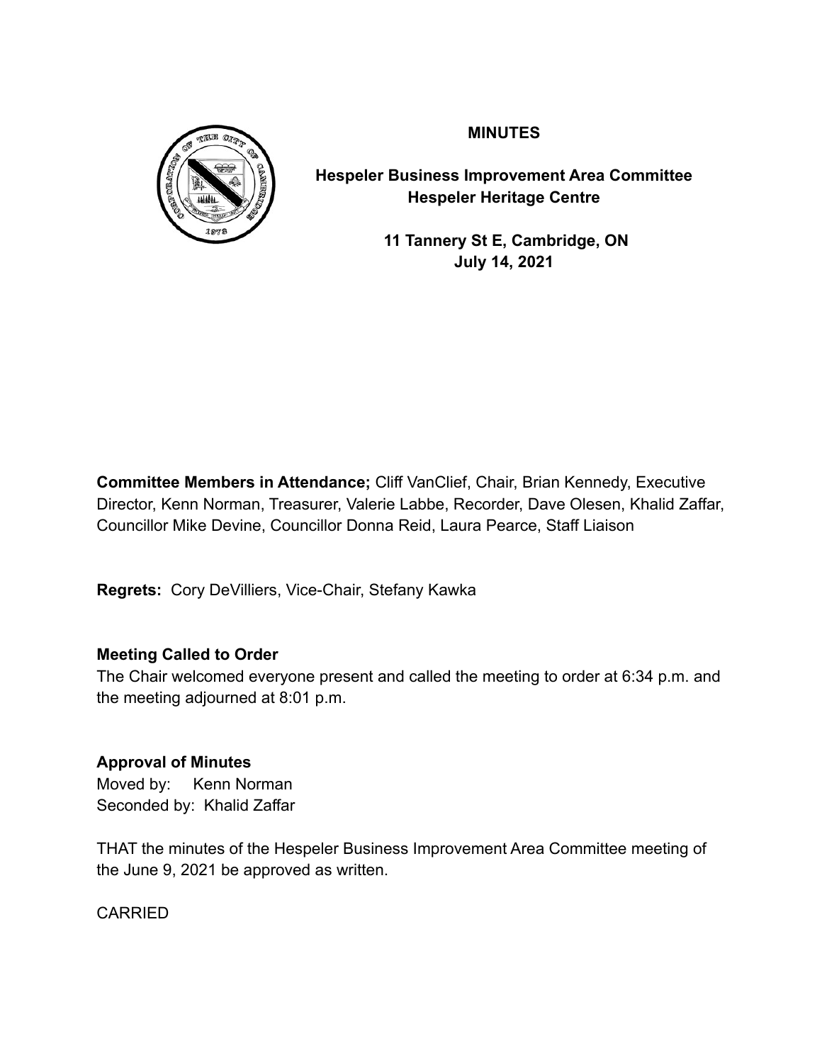# MINUTES

**Hespeler Business Improvement Area Committee**
**Hespeler Heritage Centre**

**11 Tannery St E, Cambridge, ON**
**July 14, 2021**

**Committee Members in Attendance;** Cliff VanClief, Chair, Brian Kennedy, Executive Director, Kenn Norman, Treasurer, Valerie Labbe, Recorder, Dave Olesen, Khalid Zaffar, Councillor Mike Devine, Councillor Donna Reid, Laura Pearce, Staff Liaison

**Regrets:** Cory DeVilliers, Vice-Chair, Stefany Kawka

**Meeting Called to Order**

The Chair welcomed everyone present and called the meeting to order at 6:34 p.m. and the meeting adjourned at 8:01 p.m.

**Approval of Minutes**

Moved by: Kenn Norman
Seconded by: Khalid Zaffar

THAT the minutes of the Hespeler Business Improvement Area Committee meeting of the June 9, 2021 be approved as written.

CARRIED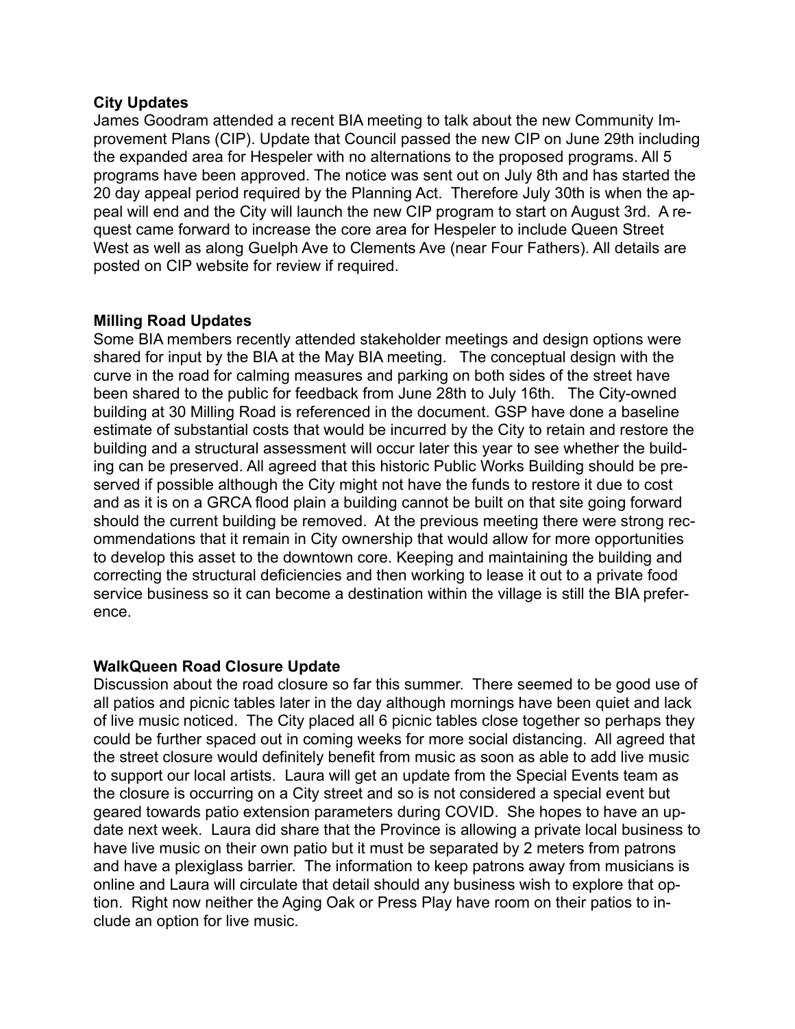**City Updates**

James Goodram attended a recent BIA meeting to talk about the new Community Improvement Plans (CIP). Update that Council passed the new CIP on June 29th including the expanded area for Hespeler with no alternations to the proposed programs. All 5 programs have been approved. The notice was sent out on July 8th and has started the 20 day appeal period required by the Planning Act. Therefore July 30th is when the appeal will end and the City will launch the new CIP program to start on August 3rd. A request came forward to increase the core area for Hespeler to include Queen Street West as well as along Guelph Ave to Clements Ave (near Four Fathers). All details are posted on CIP website for review if required.

**Milling Road Updates**

Some BIA members recently attended stakeholder meetings and design options were shared for input by the BIA at the May BIA meeting. The conceptual design with the curve in the road for calming measures and parking on both sides of the street have been shared to the public for feedback from June 28th to July 16th. The City-owned building at 30 Milling Road is referenced in the document. GSP have done a baseline estimate of substantial costs that would be incurred by the City to retain and restore the building and a structural assessment will occur later this year to see whether the building can be preserved. All agreed that this historic Public Works Building should be preserved if possible although the City might not have the funds to restore it due to cost and as it is on a GRCA flood plain a building cannot be built on that site going forward should the current building be removed. At the previous meeting there were strong recommendations that it remain in City ownership that would allow for more opportunities to develop this asset to the downtown core. Keeping and maintaining the building and correcting the structural deficiencies and then working to lease it out to a private food service business so it can become a destination within the village is still the BIA preference.

**WalkQueen Road Closure Update**

Discussion about the road closure so far this summer. There seemed to be good use of all patios and picnic tables later in the day although mornings have been quiet and lack of live music noticed. The City placed all 6 picnic tables close together so perhaps they could be further spaced out in coming weeks for more social distancing. All agreed that the street closure would definitely benefit from music as soon as able to add live music to support our local artists. Laura will get an update from the Special Events team as the closure is occurring on a City street and so is not considered a special event but geared towards patio extension parameters during COVID. She hopes to have an update next week. Laura did share that the Province is allowing a private local business to have live music on their own patio but it must be separated by 2 meters from patrons and have a plexiglass barrier. The information to keep patrons away from musicians is online and Laura will circulate that detail should any business wish to explore that option. Right now neither the Aging Oak or Press Play have room on their patios to include an option for live music.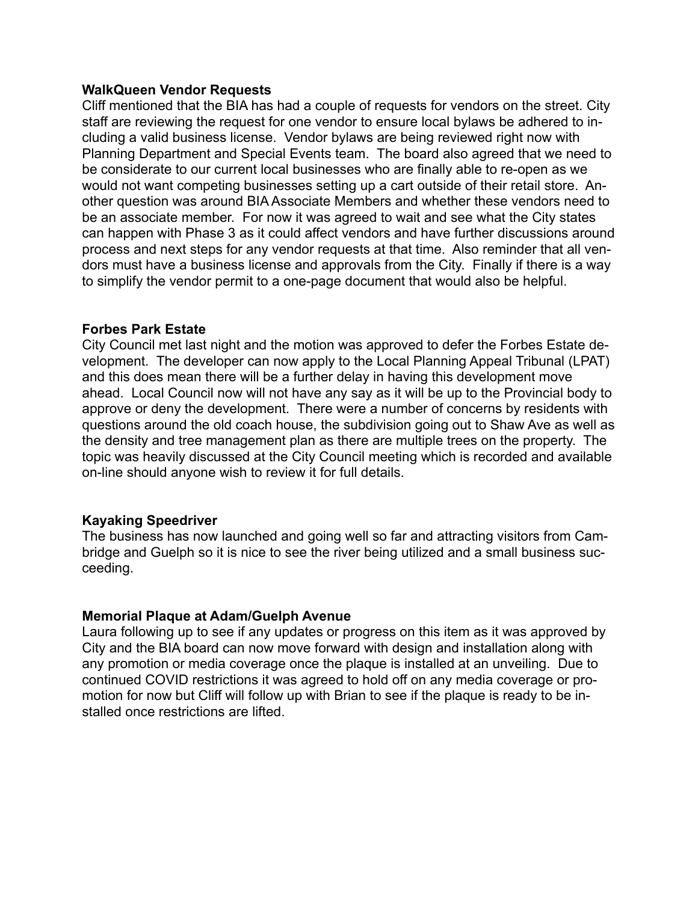**WalkQueen Vendor Requests**

Cliff mentioned that the BIA has had a couple of requests for vendors on the street. City staff are reviewing the request for one vendor to ensure local bylaws be adhered to including a valid business license. Vendor bylaws are being reviewed right now with Planning Department and Special Events team. The board also agreed that we need to be considerate to our current local businesses who are finally able to re-open as we would not want competing businesses setting up a cart outside of their retail store. Another question was around BIA Associate Members and whether these vendors need to be an associate member. For now it was agreed to wait and see what the City states can happen with Phase 3 as it could affect vendors and have further discussions around process and next steps for any vendor requests at that time. Also reminder that all vendors must have a business license and approvals from the City. Finally if there is a way to simplify the vendor permit to a one-page document that would also be helpful.

**Forbes Park Estate**

City Council met last night and the motion was approved to defer the Forbes Estate development. The developer can now apply to the Local Planning Appeal Tribunal (LPAT) and this does mean there will be a further delay in having this development move ahead. Local Council now will not have any say as it will be up to the Provincial body to approve or deny the development. There were a number of concerns by residents with questions around the old coach house, the subdivision going out to Shaw Ave as well as the density and tree management plan as there are multiple trees on the property. The topic was heavily discussed at the City Council meeting which is recorded and available on-line should anyone wish to review it for full details.

**Kayaking Speedriver**

The business has now launched and going well so far and attracting visitors from Cambridge and Guelph so it is nice to see the river being utilized and a small business succeeding.

**Memorial Plaque at Adam/Guelph Avenue**

Laura following up to see if any updates or progress on this item as it was approved by City and the BIA board can now move forward with design and installation along with any promotion or media coverage once the plaque is installed at an unveiling. Due to continued COVID restrictions it was agreed to hold off on any media coverage or promotion for now but Cliff will follow up with Brian to see if the plaque is ready to be installed once restrictions are lifted.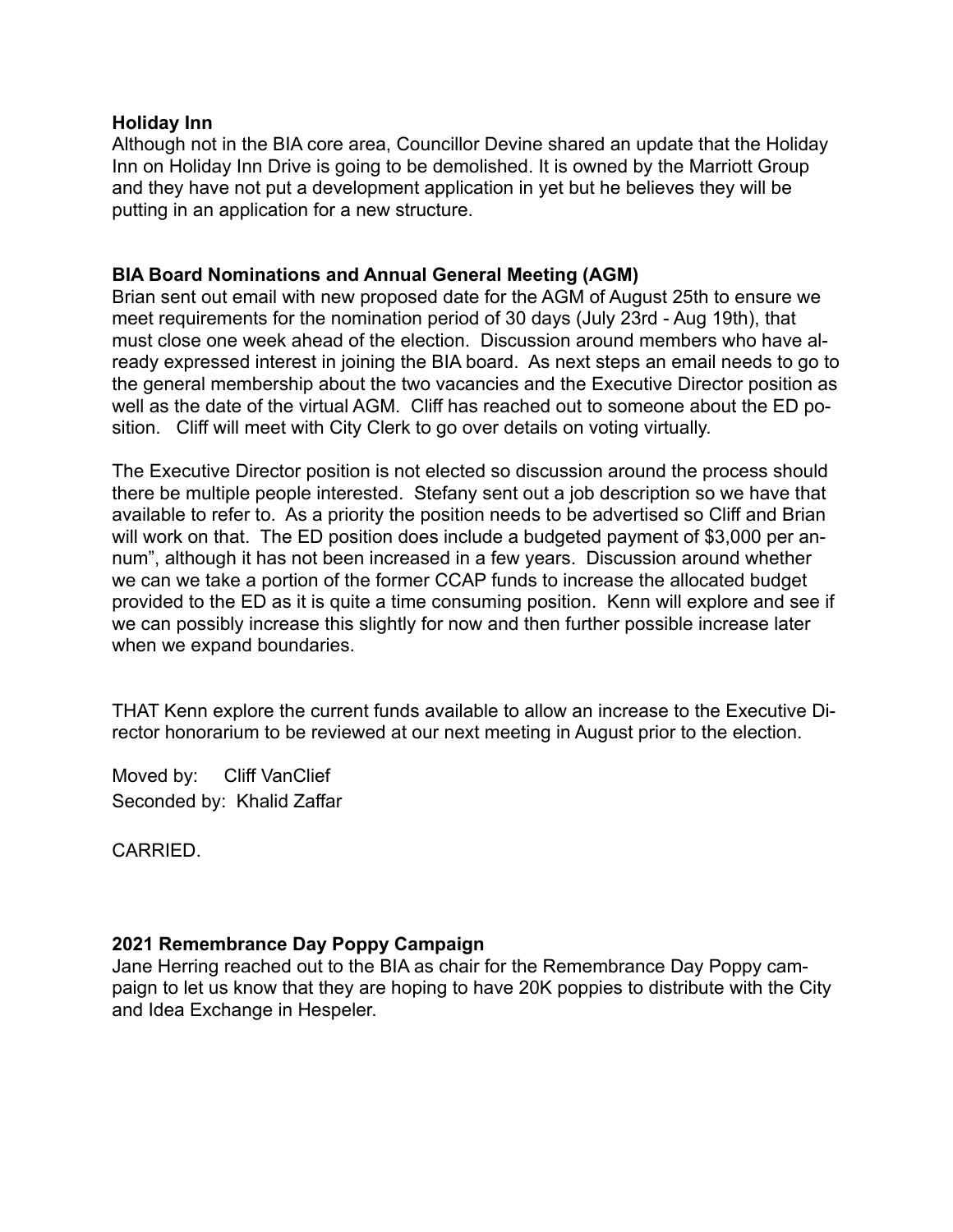**Holiday Inn**

Although not in the BIA core area, Councillor Devine shared an update that the Holiday Inn on Holiday Inn Drive is going to be demolished. It is owned by the Marriott Group and they have not put a development application in yet but he believes they will be putting in an application for a new structure.

**BIA Board Nominations and Annual General Meeting (AGM)**

Brian sent out email with new proposed date for the AGM of August 25th to ensure we meet requirements for the nomination period of 30 days (July 23rd - Aug 19th), that must close one week ahead of the election. Discussion around members who have already expressed interest in joining the BIA board. As next steps an email needs to go to the general membership about the two vacancies and the Executive Director position as well as the date of the virtual AGM. Cliff has reached out to someone about the ED position. Cliff will meet with City Clerk to go over details on voting virtually.

The Executive Director position is not elected so discussion around the process should there be multiple people interested. Stefany sent out a job description so we have that available to refer to. As a priority the position needs to be advertised so Cliff and Brian will work on that. The ED position does include a budgeted payment of $3,000 per annum", although it has not been increased in a few years. Discussion around whether we can we take a portion of the former CCAP funds to increase the allocated budget provided to the ED as it is quite a time consuming position. Kenn will explore and see if we can possibly increase this slightly for now and then further possible increase later when we expand boundaries.

THAT Kenn explore the current funds available to allow an increase to the Executive Director honorarium to be reviewed at our next meeting in August prior to the election.

Moved by: Cliff VanClief
Seconded by: Khalid Zaffar

CARRIED.

**2021 Remembrance Day Poppy Campaign**

Jane Herring reached out to the BIA as chair for the Remembrance Day Poppy campaign to let us know that they are hoping to have 20K poppies to distribute with the City and Idea Exchange in Hespeler.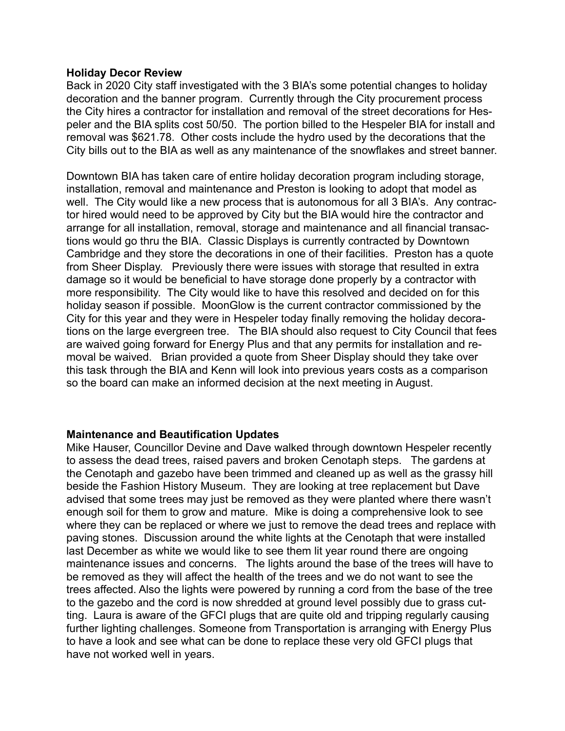**Holiday Decor Review**

Back in 2020 City staff investigated with the 3 BIA's some potential changes to holiday decoration and the banner program. Currently through the City procurement process the City hires a contractor for installation and removal of the street decorations for Hespeler and the BIA splits cost 50/50. The portion billed to the Hespeler BIA for install and removal was $621.78. Other costs include the hydro used by the decorations that the City bills out to the BIA as well as any maintenance of the snowflakes and street banner.

Downtown BIA has taken care of entire holiday decoration program including storage, installation, removal and maintenance and Preston is looking to adopt that model as well. The City would like a new process that is autonomous for all 3 BIA's. Any contractor hired would need to be approved by City but the BIA would hire the contractor and arrange for all installation, removal, storage and maintenance and all financial transactions would go thru the BIA. Classic Displays is currently contracted by Downtown Cambridge and they store the decorations in one of their facilities. Preston has a quote from Sheer Display. Previously there were issues with storage that resulted in extra damage so it would be beneficial to have storage done properly by a contractor with more responsibility. The City would like to have this resolved and decided on for this holiday season if possible. MoonGlow is the current contractor commissioned by the City for this year and they were in Hespeler today finally removing the holiday decorations on the large evergreen tree. The BIA should also request to City Council that fees are waived going forward for Energy Plus and that any permits for installation and removal be waived. Brian provided a quote from Sheer Display should they take over this task through the BIA and Kenn will look into previous years costs as a comparison so the board can make an informed decision at the next meeting in August.

**Maintenance and Beautification Updates**

Mike Hauser, Councillor Devine and Dave walked through downtown Hespeler recently to assess the dead trees, raised pavers and broken Cenotaph steps. The gardens at the Cenotaph and gazebo have been trimmed and cleaned up as well as the grassy hill beside the Fashion History Museum. They are looking at tree replacement but Dave advised that some trees may just be removed as they were planted where there wasn't enough soil for them to grow and mature. Mike is doing a comprehensive look to see where they can be replaced or where we just to remove the dead trees and replace with paving stones. Discussion around the white lights at the Cenotaph that were installed last December as white we would like to see them lit year round there are ongoing maintenance issues and concerns. The lights around the base of the trees will have to be removed as they will affect the health of the trees and we do not want to see the trees affected. Also the lights were powered by running a cord from the base of the tree to the gazebo and the cord is now shredded at ground level possibly due to grass cutting. Laura is aware of the GFCI plugs that are quite old and tripping regularly causing further lighting challenges. Someone from Transportation is arranging with Energy Plus to have a look and see what can be done to replace these very old GFCI plugs that have not worked well in years.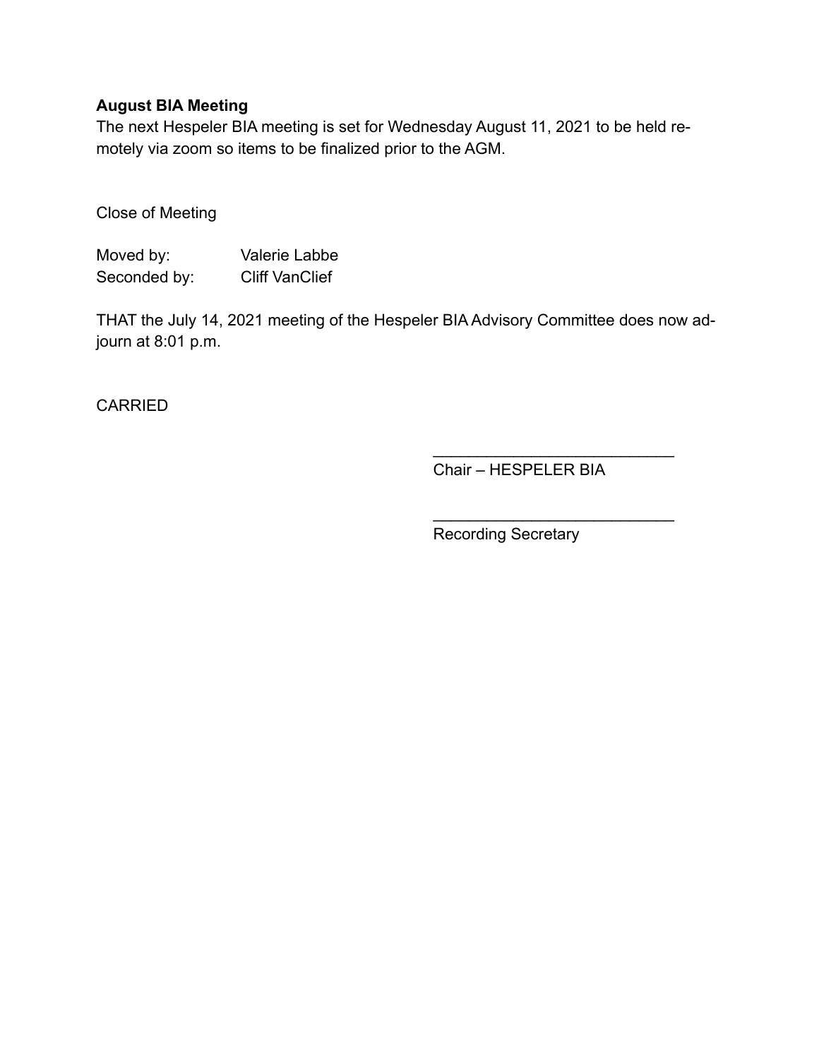**August BIA Meeting**

The next Hespeler BIA meeting is set for Wednesday August 11, 2021 to be held remotely via zoom so items to be finalized prior to the AGM.

Close of Meeting

Moved by: Valerie Labbe
Seconded by: Cliff VanClief

THAT the July 14, 2021 meeting of the Hespeler BIA Advisory Committee does now adjourn at 8:01 p.m.

CARRIED

___________________________
Chair – HESPELER BIA

___________________________
Recording Secretary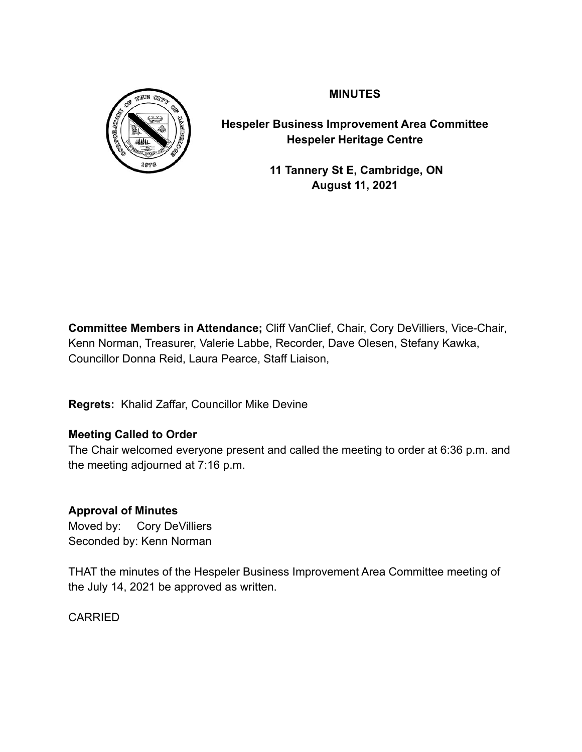# MINUTES

**Hespeler Business Improvement Area Committee**
**Hespeler Heritage Centre**

**11 Tannery St E, Cambridge, ON**
**August 11, 2021**

**Committee Members in Attendance;** Cliff VanClief, Chair, Cory DeVilliers, Vice-Chair, Kenn Norman, Treasurer, Valerie Labbe, Recorder, Dave Olesen, Stefany Kawka, Councillor Donna Reid, Laura Pearce, Staff Liaison,

**Regrets:** Khalid Zaffar, Councillor Mike Devine

**Meeting Called to Order**

The Chair welcomed everyone present and called the meeting to order at 6:36 p.m. and the meeting adjourned at 7:16 p.m.

**Approval of Minutes**

Moved by: Cory DeVilliers
Seconded by: Kenn Norman

THAT the minutes of the Hespeler Business Improvement Area Committee meeting of the July 14, 2021 be approved as written.

CARRIED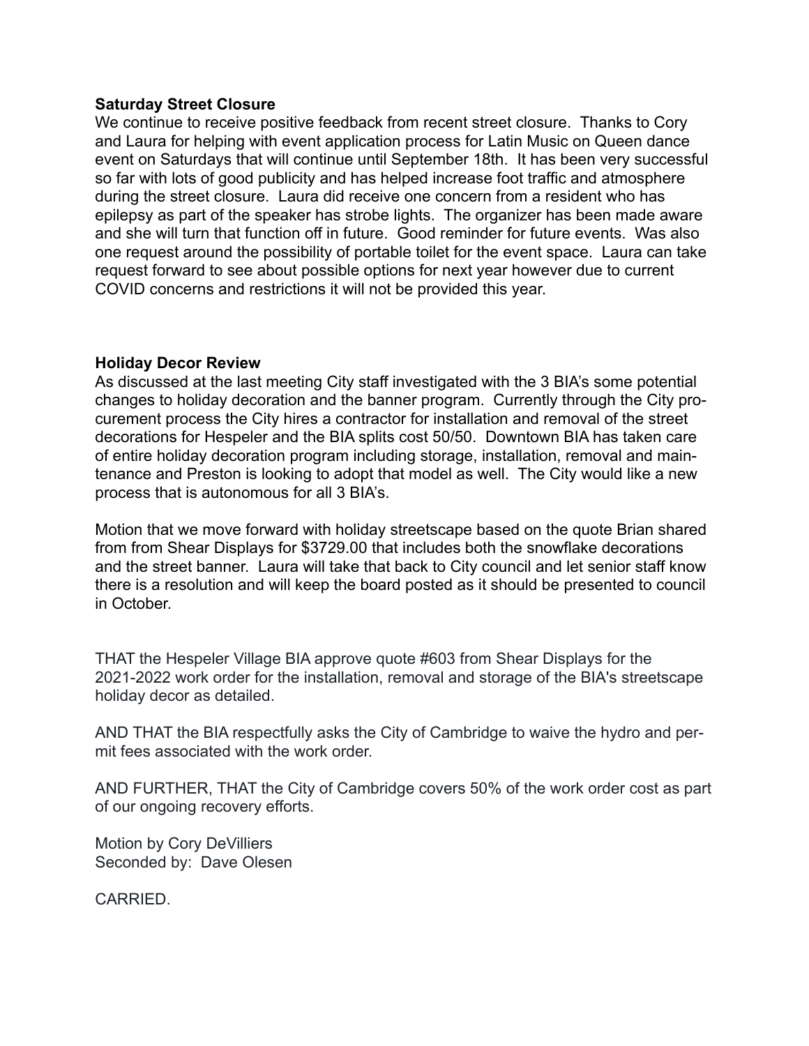**Saturday Street Closure**

We continue to receive positive feedback from recent street closure. Thanks to Cory and Laura for helping with event application process for Latin Music on Queen dance event on Saturdays that will continue until September 18th. It has been very successful so far with lots of good publicity and has helped increase foot traffic and atmosphere during the street closure. Laura did receive one concern from a resident who has epilepsy as part of the speaker has strobe lights. The organizer has been made aware and she will turn that function off in future. Good reminder for future events. Was also one request around the possibility of portable toilet for the event space. Laura can take request forward to see about possible options for next year however due to current COVID concerns and restrictions it will not be provided this year.

**Holiday Decor Review**

As discussed at the last meeting City staff investigated with the 3 BIA's some potential changes to holiday decoration and the banner program. Currently through the City procurement process the City hires a contractor for installation and removal of the street decorations for Hespeler and the BIA splits cost 50/50. Downtown BIA has taken care of entire holiday decoration program including storage, installation, removal and maintenance and Preston is looking to adopt that model as well. The City would like a new process that is autonomous for all 3 BIA's.

Motion that we move forward with holiday streetscape based on the quote Brian shared from from Shear Displays for $3729.00 that includes both the snowflake decorations and the street banner. Laura will take that back to City council and let senior staff know there is a resolution and will keep the board posted as it should be presented to council in October.

THAT the Hespeler Village BIA approve quote #603 from Shear Displays for the 2021-2022 work order for the installation, removal and storage of the BIA's streetscape holiday decor as detailed.

AND THAT the BIA respectfully asks the City of Cambridge to waive the hydro and permit fees associated with the work order.

AND FURTHER, THAT the City of Cambridge covers 50% of the work order cost as part of our ongoing recovery efforts.

Motion by Cory DeVilliers
Seconded by: Dave Olesen

CARRIED.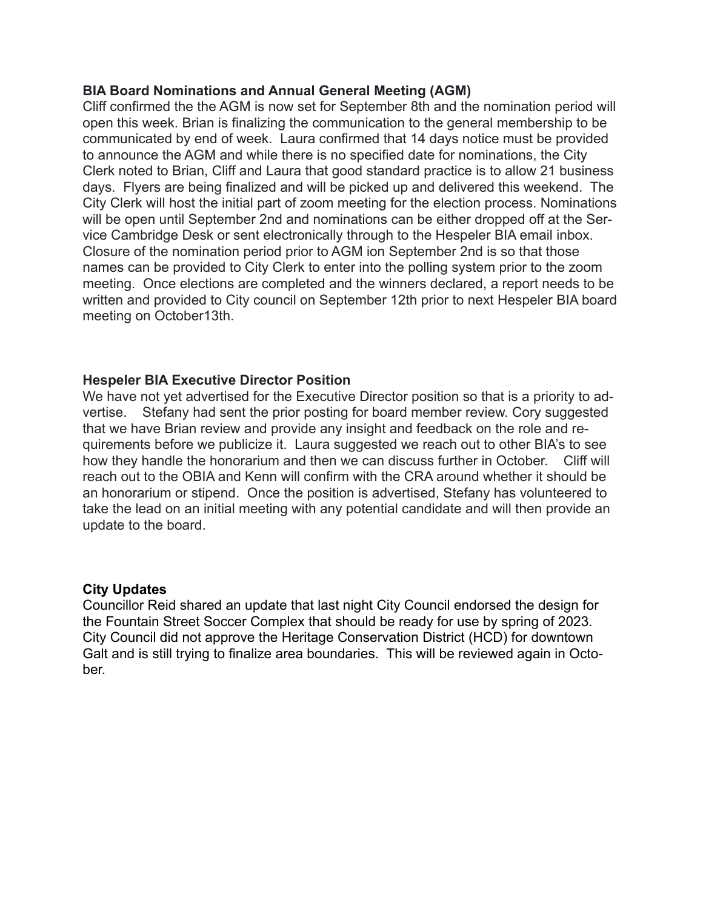**BIA Board Nominations and Annual General Meeting (AGM)**
Cliff confirmed the the AGM is now set for September 8th and the nomination period will open this week. Brian is finalizing the communication to the general membership to be communicated by end of week. Laura confirmed that 14 days notice must be provided to announce the AGM and while there is no specified date for nominations, the City Clerk noted to Brian, Cliff and Laura that good standard practice is to allow 21 business days. Flyers are being finalized and will be picked up and delivered this weekend. The City Clerk will host the initial part of zoom meeting for the election process. Nominations will be open until September 2nd and nominations can be either dropped off at the Service Cambridge Desk or sent electronically through to the Hespeler BIA email inbox. Closure of the nomination period prior to AGM ion September 2nd is so that those names can be provided to City Clerk to enter into the polling system prior to the zoom meeting. Once elections are completed and the winners declared, a report needs to be written and provided to City council on September 12th prior to next Hespeler BIA board meeting on October13th.

**Hespeler BIA Executive Director Position**
We have not yet advertised for the Executive Director position so that is a priority to advertise. Stefany had sent the prior posting for board member review. Cory suggested that we have Brian review and provide any insight and feedback on the role and requirements before we publicize it. Laura suggested we reach out to other BIA's to see how they handle the honorarium and then we can discuss further in October. Cliff will reach out to the OBIA and Kenn will confirm with the CRA around whether it should be an honorarium or stipend. Once the position is advertised, Stefany has volunteered to take the lead on an initial meeting with any potential candidate and will then provide an update to the board.

**City Updates**
Councillor Reid shared an update that last night City Council endorsed the design for the Fountain Street Soccer Complex that should be ready for use by spring of 2023. City Council did not approve the Heritage Conservation District (HCD) for downtown Galt and is still trying to finalize area boundaries. This will be reviewed again in October.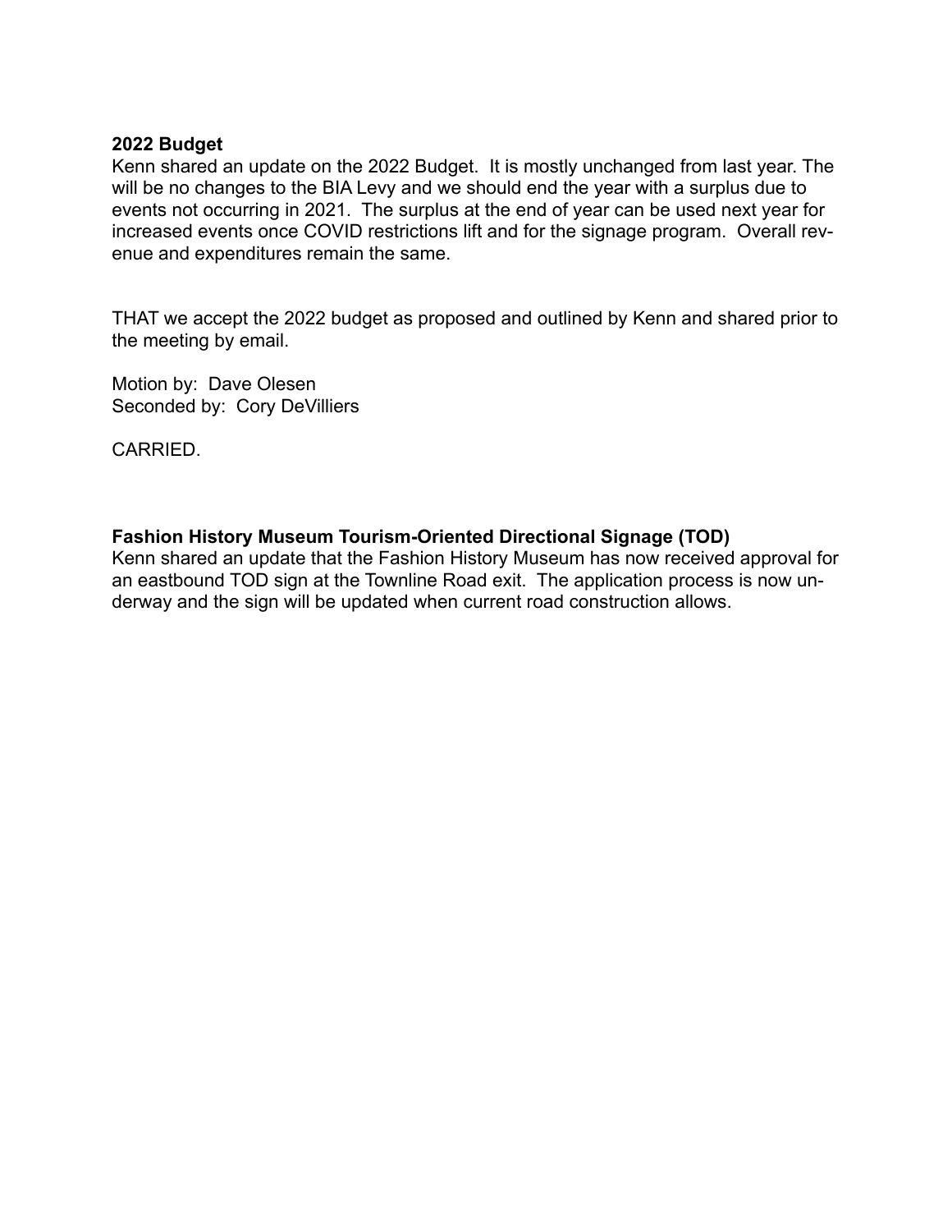**2022 Budget**

Kenn shared an update on the 2022 Budget. It is mostly unchanged from last year. The will be no changes to the BIA Levy and we should end the year with a surplus due to events not occurring in 2021. The surplus at the end of year can be used next year for increased events once COVID restrictions lift and for the signage program. Overall revenue and expenditures remain the same.

THAT we accept the 2022 budget as proposed and outlined by Kenn and shared prior to the meeting by email.

Motion by: Dave Olesen
Seconded by: Cory DeVilliers

CARRIED.

**Fashion History Museum Tourism-Oriented Directional Signage (TOD)**

Kenn shared an update that the Fashion History Museum has now received approval for an eastbound TOD sign at the Townline Road exit. The application process is now underway and the sign will be updated when current road construction allows.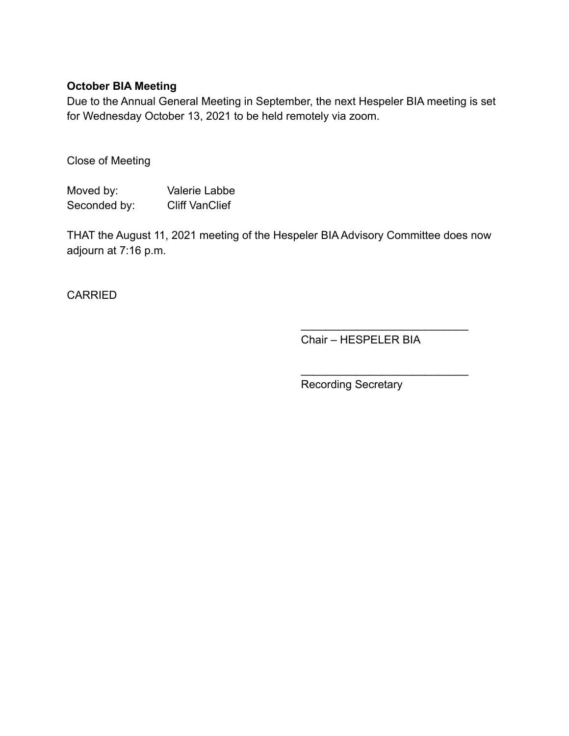**October BIA Meeting**

Due to the Annual General Meeting in September, the next Hespeler BIA meeting is set for Wednesday October 13, 2021 to be held remotely via zoom.

Close of Meeting

Moved by: Valerie Labbe
Seconded by: Cliff VanClief

THAT the August 11, 2021 meeting of the Hespeler BIA Advisory Committee does now adjourn at 7:16 p.m.

CARRIED

___________________________
Chair – HESPELER BIA

___________________________
Recording Secretary